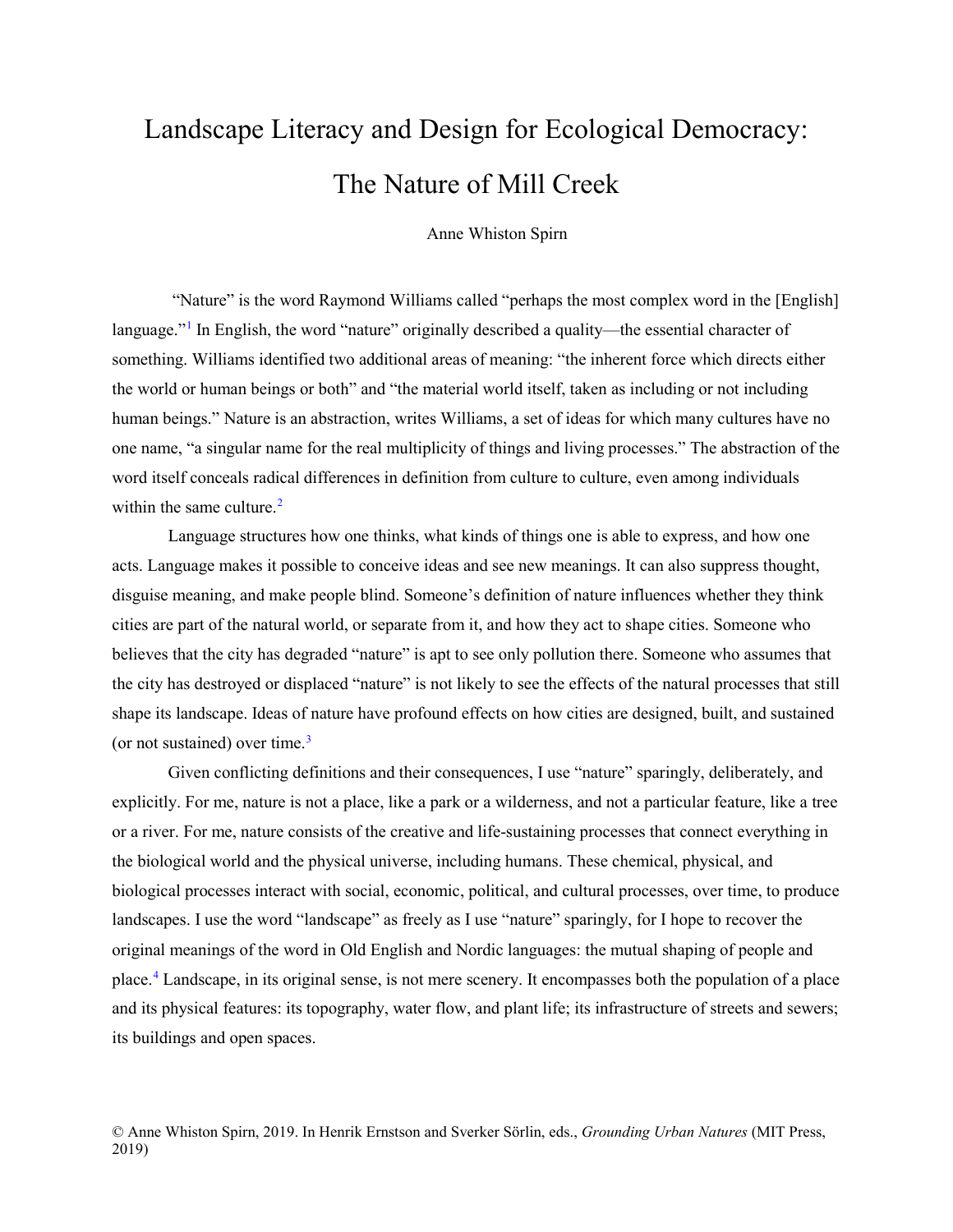# Landscape Literacy and Design for Ecological Democracy: The Nature of Mill Creek

Anne Whiston Spirn

"Nature" is the word Raymond Williams called "perhaps the most complex word in the [English] language."[1] In English, the word "nature" originally described a quality—the essential character of something. Williams identified two additional areas of meaning: "the inherent force which directs either the world or human beings or both" and "the material world itself, taken as including or not including human beings." Nature is an abstraction, writes Williams, a set of ideas for which many cultures have no one name, "a singular name for the real multiplicity of things and living processes." The abstraction of the word itself conceals radical differences in definition from culture to culture, even among individuals within the same culture.[2]

Language structures how one thinks, what kinds of things one is able to express, and how one acts. Language makes it possible to conceive ideas and see new meanings. It can also suppress thought, disguise meaning, and make people blind. Someone's definition of nature influences whether they think cities are part of the natural world, or separate from it, and how they act to shape cities. Someone who believes that the city has degraded "nature" is apt to see only pollution there. Someone who assumes that the city has destroyed or displaced "nature" is not likely to see the effects of the natural processes that still shape its landscape. Ideas of nature have profound effects on how cities are designed, built, and sustained (or not sustained) over time.[3]

Given conflicting definitions and their consequences, I use "nature" sparingly, deliberately, and explicitly. For me, nature is not a place, like a park or a wilderness, and not a particular feature, like a tree or a river. For me, nature consists of the creative and life-sustaining processes that connect everything in the biological world and the physical universe, including humans. These chemical, physical, and biological processes interact with social, economic, political, and cultural processes, over time, to produce landscapes. I use the word "landscape" as freely as I use "nature" sparingly, for I hope to recover the original meanings of the word in Old English and Nordic languages: the mutual shaping of people and place.[4] Landscape, in its original sense, is not mere scenery. It encompasses both the population of a place and its physical features: its topography, water flow, and plant life; its infrastructure of streets and sewers; its buildings and open spaces.

© Anne Whiston Spirn, 2019. In Henrik Ernstson and Sverker Sörlin, eds., *Grounding Urban Natures* (MIT Press, 2019)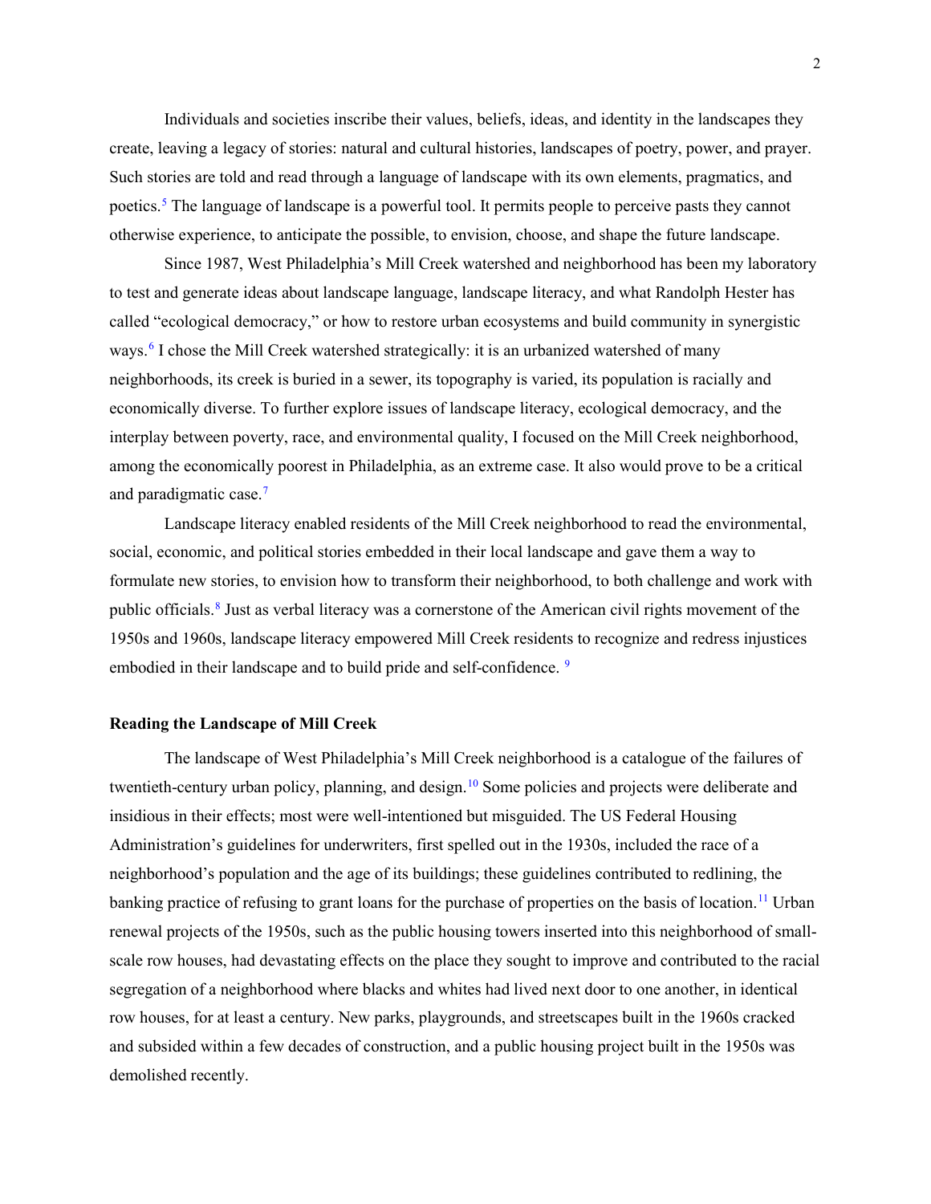Individuals and societies inscribe their values, beliefs, ideas, and identity in the landscapes they create, leaving a legacy of stories: natural and cultural histories, landscapes of poetry, power, and prayer. Such stories are told and read through a language of landscape with its own elements, pragmatics, and poetics.[5] The language of landscape is a powerful tool. It permits people to perceive pasts they cannot otherwise experience, to anticipate the possible, to envision, choose, and shape the future landscape.

Since 1987, West Philadelphia's Mill Creek watershed and neighborhood has been my laboratory to test and generate ideas about landscape language, landscape literacy, and what Randolph Hester has called "ecological democracy," or how to restore urban ecosystems and build community in synergistic ways.[6] I chose the Mill Creek watershed strategically: it is an urbanized watershed of many neighborhoods, its creek is buried in a sewer, its topography is varied, its population is racially and economically diverse. To further explore issues of landscape literacy, ecological democracy, and the interplay between poverty, race, and environmental quality, I focused on the Mill Creek neighborhood, among the economically poorest in Philadelphia, as an extreme case. It also would prove to be a critical and paradigmatic case.[7]

Landscape literacy enabled residents of the Mill Creek neighborhood to read the environmental, social, economic, and political stories embedded in their local landscape and gave them a way to formulate new stories, to envision how to transform their neighborhood, to both challenge and work with public officials.[8] Just as verbal literacy was a cornerstone of the American civil rights movement of the 1950s and 1960s, landscape literacy empowered Mill Creek residents to recognize and redress injustices embodied in their landscape and to build pride and self-confidence. [9]

**Reading the Landscape of Mill Creek**

The landscape of West Philadelphia's Mill Creek neighborhood is a catalogue of the failures of twentieth-century urban policy, planning, and design.[10] Some policies and projects were deliberate and insidious in their effects; most were well-intentioned but misguided. The US Federal Housing Administration's guidelines for underwriters, first spelled out in the 1930s, included the race of a neighborhood's population and the age of its buildings; these guidelines contributed to redlining, the banking practice of refusing to grant loans for the purchase of properties on the basis of location.[11] Urban renewal projects of the 1950s, such as the public housing towers inserted into this neighborhood of small-scale row houses, had devastating effects on the place they sought to improve and contributed to the racial segregation of a neighborhood where blacks and whites had lived next door to one another, in identical row houses, for at least a century. New parks, playgrounds, and streetscapes built in the 1960s cracked and subsided within a few decades of construction, and a public housing project built in the 1950s was demolished recently.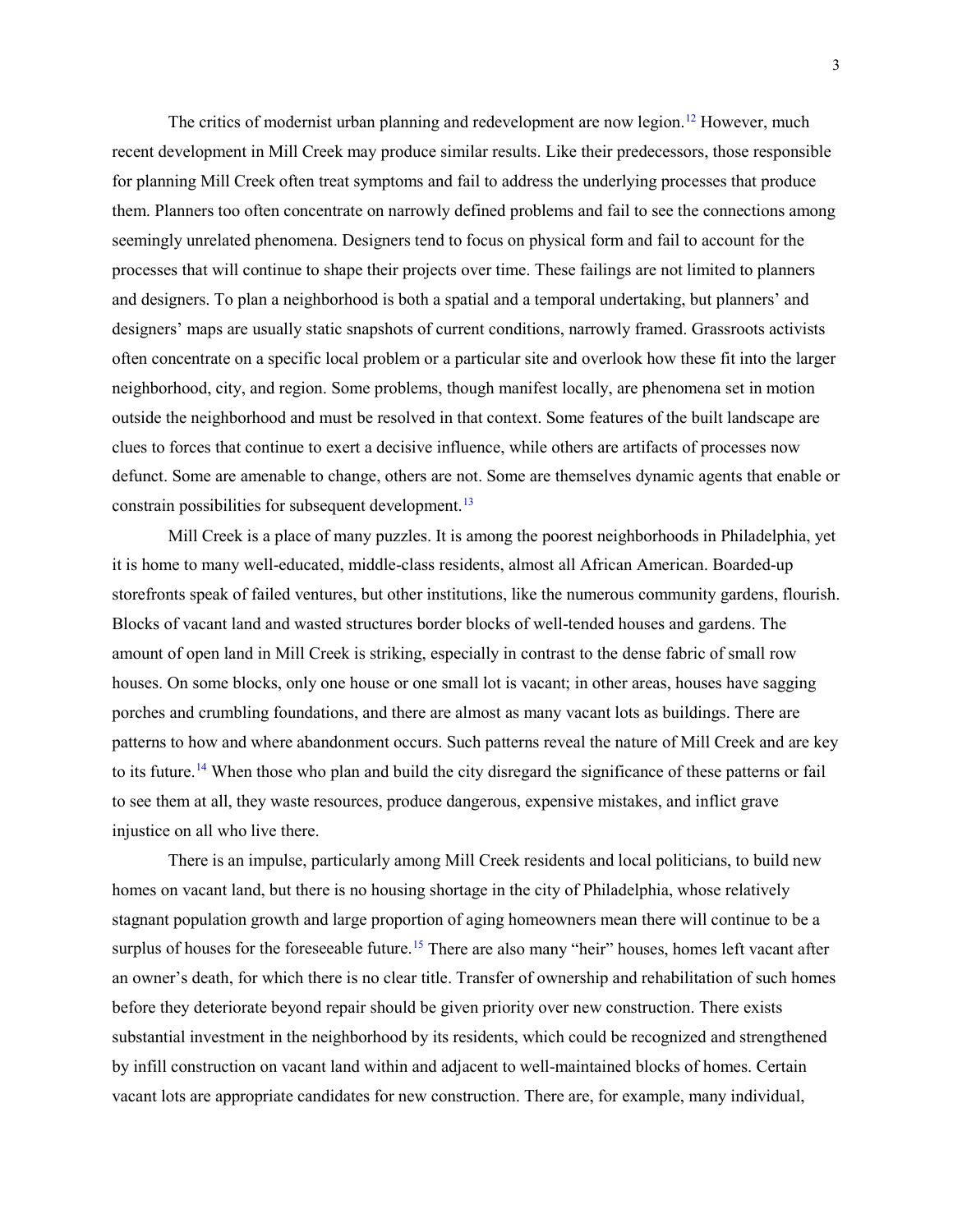The critics of modernist urban planning and redevelopment are now legion.[12] However, much recent development in Mill Creek may produce similar results. Like their predecessors, those responsible for planning Mill Creek often treat symptoms and fail to address the underlying processes that produce them. Planners too often concentrate on narrowly defined problems and fail to see the connections among seemingly unrelated phenomena. Designers tend to focus on physical form and fail to account for the processes that will continue to shape their projects over time. These failings are not limited to planners and designers. To plan a neighborhood is both a spatial and a temporal undertaking, but planners' and designers' maps are usually static snapshots of current conditions, narrowly framed. Grassroots activists often concentrate on a specific local problem or a particular site and overlook how these fit into the larger neighborhood, city, and region. Some problems, though manifest locally, are phenomena set in motion outside the neighborhood and must be resolved in that context. Some features of the built landscape are clues to forces that continue to exert a decisive influence, while others are artifacts of processes now defunct. Some are amenable to change, others are not. Some are themselves dynamic agents that enable or constrain possibilities for subsequent development.[13]

Mill Creek is a place of many puzzles. It is among the poorest neighborhoods in Philadelphia, yet it is home to many well-educated, middle-class residents, almost all African American. Boarded-up storefronts speak of failed ventures, but other institutions, like the numerous community gardens, flourish. Blocks of vacant land and wasted structures border blocks of well-tended houses and gardens. The amount of open land in Mill Creek is striking, especially in contrast to the dense fabric of small row houses. On some blocks, only one house or one small lot is vacant; in other areas, houses have sagging porches and crumbling foundations, and there are almost as many vacant lots as buildings. There are patterns to how and where abandonment occurs. Such patterns reveal the nature of Mill Creek and are key to its future.[14] When those who plan and build the city disregard the significance of these patterns or fail to see them at all, they waste resources, produce dangerous, expensive mistakes, and inflict grave injustice on all who live there.

There is an impulse, particularly among Mill Creek residents and local politicians, to build new homes on vacant land, but there is no housing shortage in the city of Philadelphia, whose relatively stagnant population growth and large proportion of aging homeowners mean there will continue to be a surplus of houses for the foreseeable future.[15] There are also many "heir" houses, homes left vacant after an owner's death, for which there is no clear title. Transfer of ownership and rehabilitation of such homes before they deteriorate beyond repair should be given priority over new construction. There exists substantial investment in the neighborhood by its residents, which could be recognized and strengthened by infill construction on vacant land within and adjacent to well-maintained blocks of homes. Certain vacant lots are appropriate candidates for new construction. There are, for example, many individual,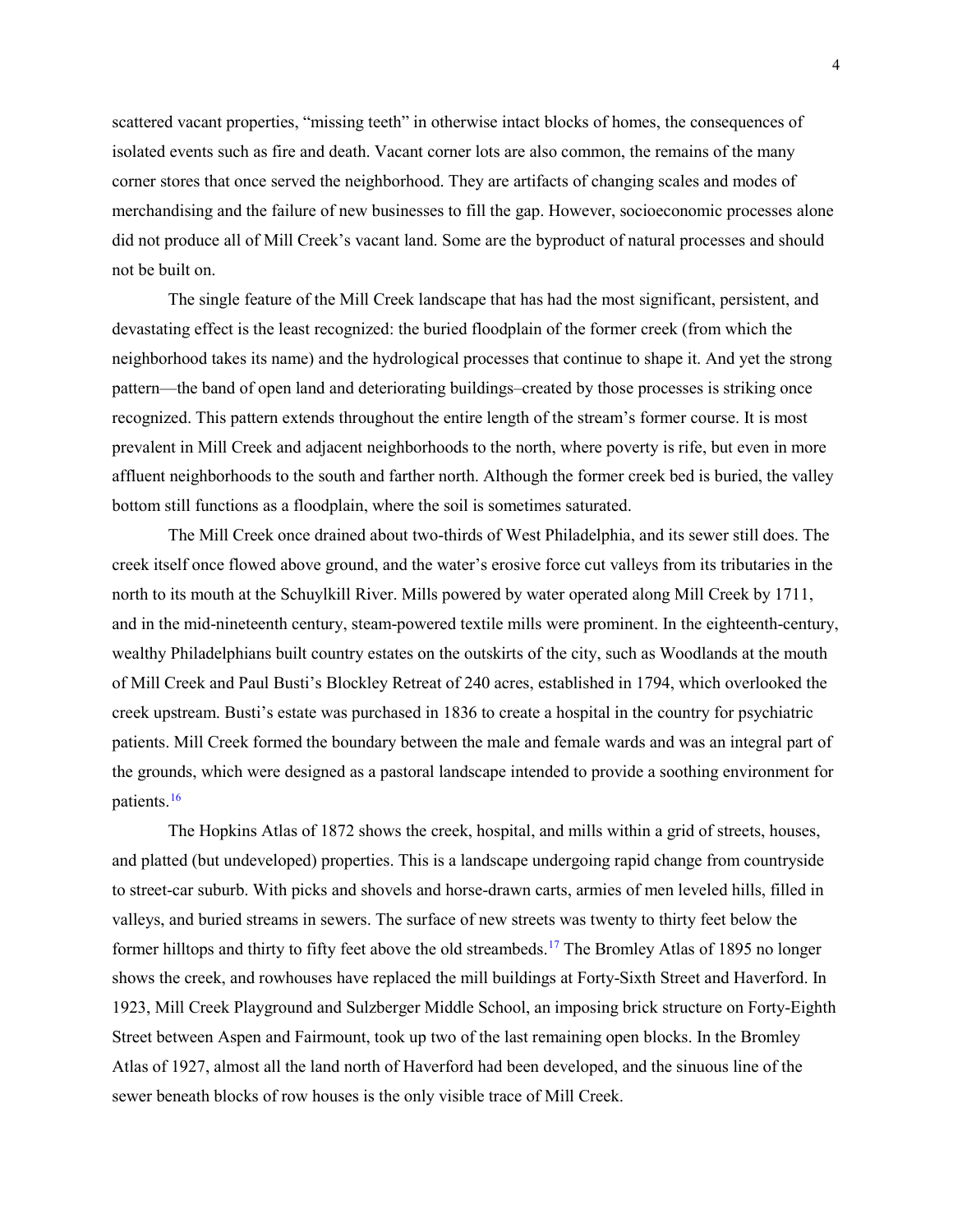scattered vacant properties, "missing teeth" in otherwise intact blocks of homes, the consequences of isolated events such as fire and death. Vacant corner lots are also common, the remains of the many corner stores that once served the neighborhood. They are artifacts of changing scales and modes of merchandising and the failure of new businesses to fill the gap. However, socioeconomic processes alone did not produce all of Mill Creek's vacant land. Some are the byproduct of natural processes and should not be built on.

The single feature of the Mill Creek landscape that has had the most significant, persistent, and devastating effect is the least recognized: the buried floodplain of the former creek (from which the neighborhood takes its name) and the hydrological processes that continue to shape it. And yet the strong pattern—the band of open land and deteriorating buildings–created by those processes is striking once recognized. This pattern extends throughout the entire length of the stream's former course. It is most prevalent in Mill Creek and adjacent neighborhoods to the north, where poverty is rife, but even in more affluent neighborhoods to the south and farther north. Although the former creek bed is buried, the valley bottom still functions as a floodplain, where the soil is sometimes saturated.

The Mill Creek once drained about two-thirds of West Philadelphia, and its sewer still does. The creek itself once flowed above ground, and the water's erosive force cut valleys from its tributaries in the north to its mouth at the Schuylkill River. Mills powered by water operated along Mill Creek by 1711, and in the mid-nineteenth century, steam-powered textile mills were prominent. In the eighteenth-century, wealthy Philadelphians built country estates on the outskirts of the city, such as Woodlands at the mouth of Mill Creek and Paul Busti's Blockley Retreat of 240 acres, established in 1794, which overlooked the creek upstream. Busti's estate was purchased in 1836 to create a hospital in the country for psychiatric patients. Mill Creek formed the boundary between the male and female wards and was an integral part of the grounds, which were designed as a pastoral landscape intended to provide a soothing environment for patients.[16]

The Hopkins Atlas of 1872 shows the creek, hospital, and mills within a grid of streets, houses, and platted (but undeveloped) properties. This is a landscape undergoing rapid change from countryside to street-car suburb. With picks and shovels and horse-drawn carts, armies of men leveled hills, filled in valleys, and buried streams in sewers. The surface of new streets was twenty to thirty feet below the former hilltops and thirty to fifty feet above the old streambeds.[17] The Bromley Atlas of 1895 no longer shows the creek, and rowhouses have replaced the mill buildings at Forty-Sixth Street and Haverford. In 1923, Mill Creek Playground and Sulzberger Middle School, an imposing brick structure on Forty-Eighth Street between Aspen and Fairmount, took up two of the last remaining open blocks. In the Bromley Atlas of 1927, almost all the land north of Haverford had been developed, and the sinuous line of the sewer beneath blocks of row houses is the only visible trace of Mill Creek.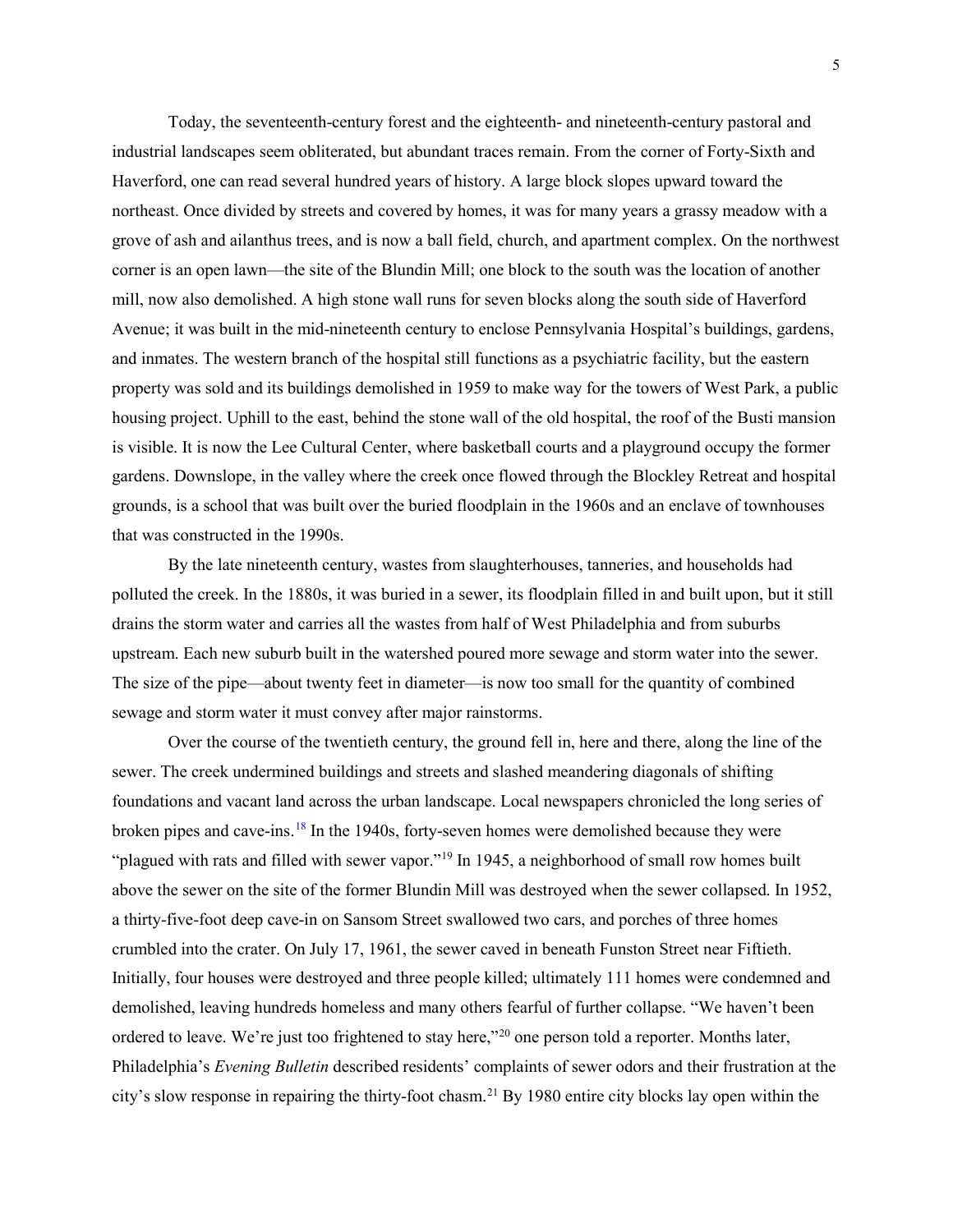Today, the seventeenth-century forest and the eighteenth- and nineteenth-century pastoral and industrial landscapes seem obliterated, but abundant traces remain. From the corner of Forty-Sixth and Haverford, one can read several hundred years of history. A large block slopes upward toward the northeast. Once divided by streets and covered by homes, it was for many years a grassy meadow with a grove of ash and ailanthus trees, and is now a ball field, church, and apartment complex. On the northwest corner is an open lawn—the site of the Blundin Mill; one block to the south was the location of another mill, now also demolished. A high stone wall runs for seven blocks along the south side of Haverford Avenue; it was built in the mid-nineteenth century to enclose Pennsylvania Hospital's buildings, gardens, and inmates. The western branch of the hospital still functions as a psychiatric facility, but the eastern property was sold and its buildings demolished in 1959 to make way for the towers of West Park, a public housing project. Uphill to the east, behind the stone wall of the old hospital, the roof of the Busti mansion is visible. It is now the Lee Cultural Center, where basketball courts and a playground occupy the former gardens. Downslope, in the valley where the creek once flowed through the Blockley Retreat and hospital grounds, is a school that was built over the buried floodplain in the 1960s and an enclave of townhouses that was constructed in the 1990s.

By the late nineteenth century, wastes from slaughterhouses, tanneries, and households had polluted the creek. In the 1880s, it was buried in a sewer, its floodplain filled in and built upon, but it still drains the storm water and carries all the wastes from half of West Philadelphia and from suburbs upstream. Each new suburb built in the watershed poured more sewage and storm water into the sewer. The size of the pipe—about twenty feet in diameter—is now too small for the quantity of combined sewage and storm water it must convey after major rainstorms.

Over the course of the twentieth century, the ground fell in, here and there, along the line of the sewer. The creek undermined buildings and streets and slashed meandering diagonals of shifting foundations and vacant land across the urban landscape. Local newspapers chronicled the long series of broken pipes and cave-ins.[18] In the 1940s, forty-seven homes were demolished because they were "plagued with rats and filled with sewer vapor."[19] In 1945, a neighborhood of small row homes built above the sewer on the site of the former Blundin Mill was destroyed when the sewer collapsed. In 1952, a thirty-five-foot deep cave-in on Sansom Street swallowed two cars, and porches of three homes crumbled into the crater. On July 17, 1961, the sewer caved in beneath Funston Street near Fiftieth. Initially, four houses were destroyed and three people killed; ultimately 111 homes were condemned and demolished, leaving hundreds homeless and many others fearful of further collapse. "We haven't been ordered to leave. We're just too frightened to stay here,"[20] one person told a reporter. Months later, Philadelphia's *Evening Bulletin* described residents' complaints of sewer odors and their frustration at the city's slow response in repairing the thirty-foot chasm.[21] By 1980 entire city blocks lay open within the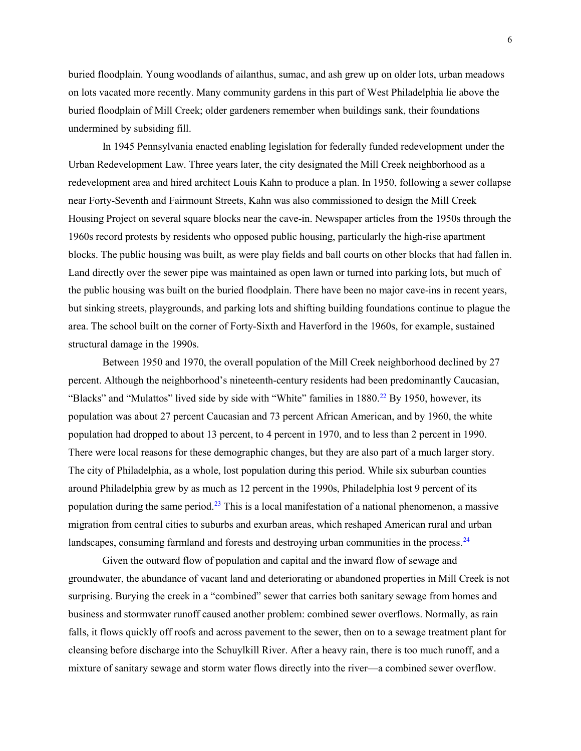buried floodplain. Young woodlands of ailanthus, sumac, and ash grew up on older lots, urban meadows on lots vacated more recently. Many community gardens in this part of West Philadelphia lie above the buried floodplain of Mill Creek; older gardeners remember when buildings sank, their foundations undermined by subsiding fill.

In 1945 Pennsylvania enacted enabling legislation for federally funded redevelopment under the Urban Redevelopment Law. Three years later, the city designated the Mill Creek neighborhood as a redevelopment area and hired architect Louis Kahn to produce a plan. In 1950, following a sewer collapse near Forty-Seventh and Fairmount Streets, Kahn was also commissioned to design the Mill Creek Housing Project on several square blocks near the cave-in. Newspaper articles from the 1950s through the 1960s record protests by residents who opposed public housing, particularly the high-rise apartment blocks. The public housing was built, as were play fields and ball courts on other blocks that had fallen in. Land directly over the sewer pipe was maintained as open lawn or turned into parking lots, but much of the public housing was built on the buried floodplain. There have been no major cave-ins in recent years, but sinking streets, playgrounds, and parking lots and shifting building foundations continue to plague the area. The school built on the corner of Forty-Sixth and Haverford in the 1960s, for example, sustained structural damage in the 1990s.

Between 1950 and 1970, the overall population of the Mill Creek neighborhood declined by 27 percent. Although the neighborhood's nineteenth-century residents had been predominantly Caucasian, "Blacks" and "Mulattos" lived side by side with "White" families in 1880.[22] By 1950, however, its population was about 27 percent Caucasian and 73 percent African American, and by 1960, the white population had dropped to about 13 percent, to 4 percent in 1970, and to less than 2 percent in 1990. There were local reasons for these demographic changes, but they are also part of a much larger story. The city of Philadelphia, as a whole, lost population during this period. While six suburban counties around Philadelphia grew by as much as 12 percent in the 1990s, Philadelphia lost 9 percent of its population during the same period.[23] This is a local manifestation of a national phenomenon, a massive migration from central cities to suburbs and exurban areas, which reshaped American rural and urban landscapes, consuming farmland and forests and destroying urban communities in the process.[24]

Given the outward flow of population and capital and the inward flow of sewage and groundwater, the abundance of vacant land and deteriorating or abandoned properties in Mill Creek is not surprising. Burying the creek in a "combined" sewer that carries both sanitary sewage from homes and business and stormwater runoff caused another problem: combined sewer overflows. Normally, as rain falls, it flows quickly off roofs and across pavement to the sewer, then on to a sewage treatment plant for cleansing before discharge into the Schuylkill River. After a heavy rain, there is too much runoff, and a mixture of sanitary sewage and storm water flows directly into the river—a combined sewer overflow.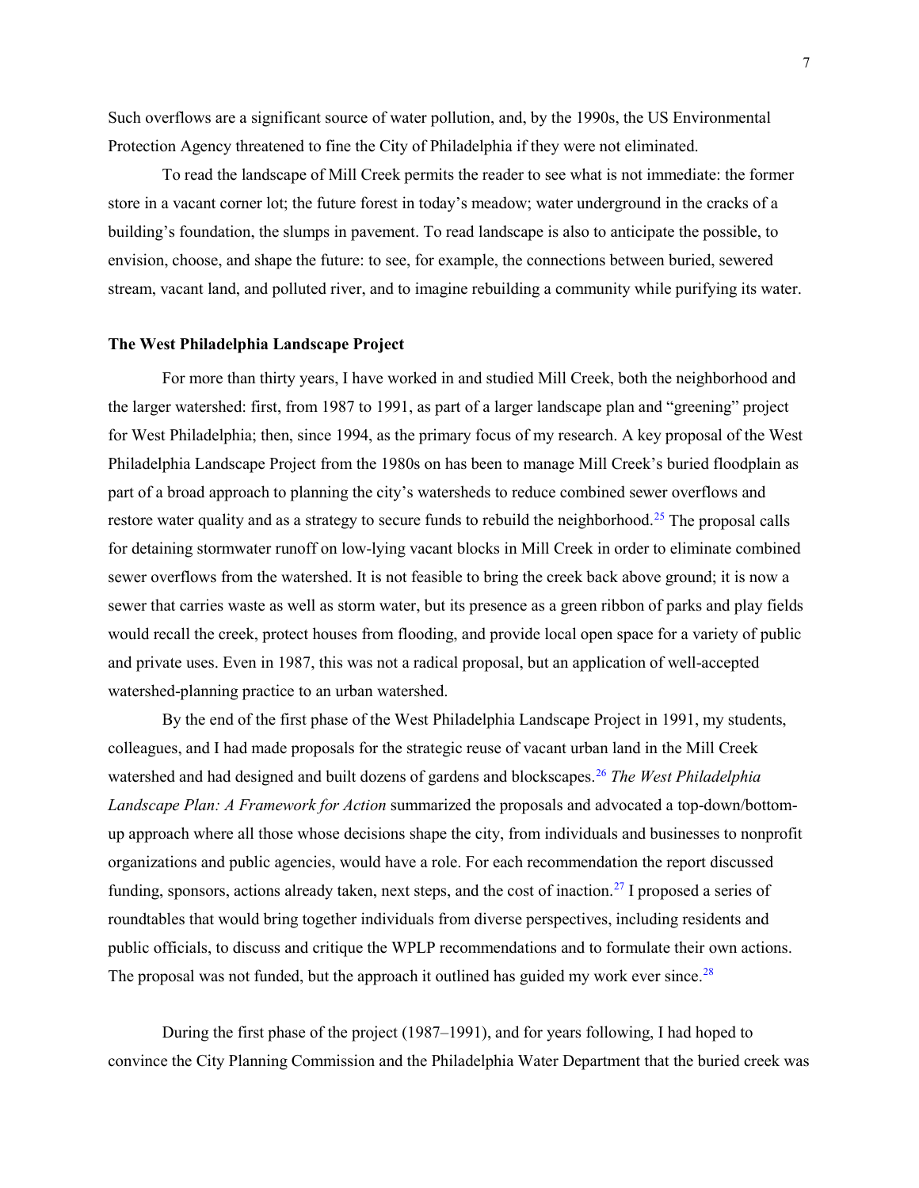Such overflows are a significant source of water pollution, and, by the 1990s, the US Environmental Protection Agency threatened to fine the City of Philadelphia if they were not eliminated.

To read the landscape of Mill Creek permits the reader to see what is not immediate: the former store in a vacant corner lot; the future forest in today's meadow; water underground in the cracks of a building's foundation, the slumps in pavement. To read landscape is also to anticipate the possible, to envision, choose, and shape the future: to see, for example, the connections between buried, sewered stream, vacant land, and polluted river, and to imagine rebuilding a community while purifying its water.

### The West Philadelphia Landscape Project

For more than thirty years, I have worked in and studied Mill Creek, both the neighborhood and the larger watershed: first, from 1987 to 1991, as part of a larger landscape plan and "greening" project for West Philadelphia; then, since 1994, as the primary focus of my research. A key proposal of the West Philadelphia Landscape Project from the 1980s on has been to manage Mill Creek's buried floodplain as part of a broad approach to planning the city's watersheds to reduce combined sewer overflows and restore water quality and as a strategy to secure funds to rebuild the neighborhood.[25] The proposal calls for detaining stormwater runoff on low-lying vacant blocks in Mill Creek in order to eliminate combined sewer overflows from the watershed. It is not feasible to bring the creek back above ground; it is now a sewer that carries waste as well as storm water, but its presence as a green ribbon of parks and play fields would recall the creek, protect houses from flooding, and provide local open space for a variety of public and private uses. Even in 1987, this was not a radical proposal, but an application of well-accepted watershed-planning practice to an urban watershed.

By the end of the first phase of the West Philadelphia Landscape Project in 1991, my students, colleagues, and I had made proposals for the strategic reuse of vacant urban land in the Mill Creek watershed and had designed and built dozens of gardens and blockscapes.[26] *The West Philadelphia Landscape Plan: A Framework for Action* summarized the proposals and advocated a top-down/bottom-up approach where all those whose decisions shape the city, from individuals and businesses to nonprofit organizations and public agencies, would have a role. For each recommendation the report discussed funding, sponsors, actions already taken, next steps, and the cost of inaction.[27] I proposed a series of roundtables that would bring together individuals from diverse perspectives, including residents and public officials, to discuss and critique the WPLP recommendations and to formulate their own actions. The proposal was not funded, but the approach it outlined has guided my work ever since.[28]

During the first phase of the project (1987–1991), and for years following, I had hoped to convince the City Planning Commission and the Philadelphia Water Department that the buried creek was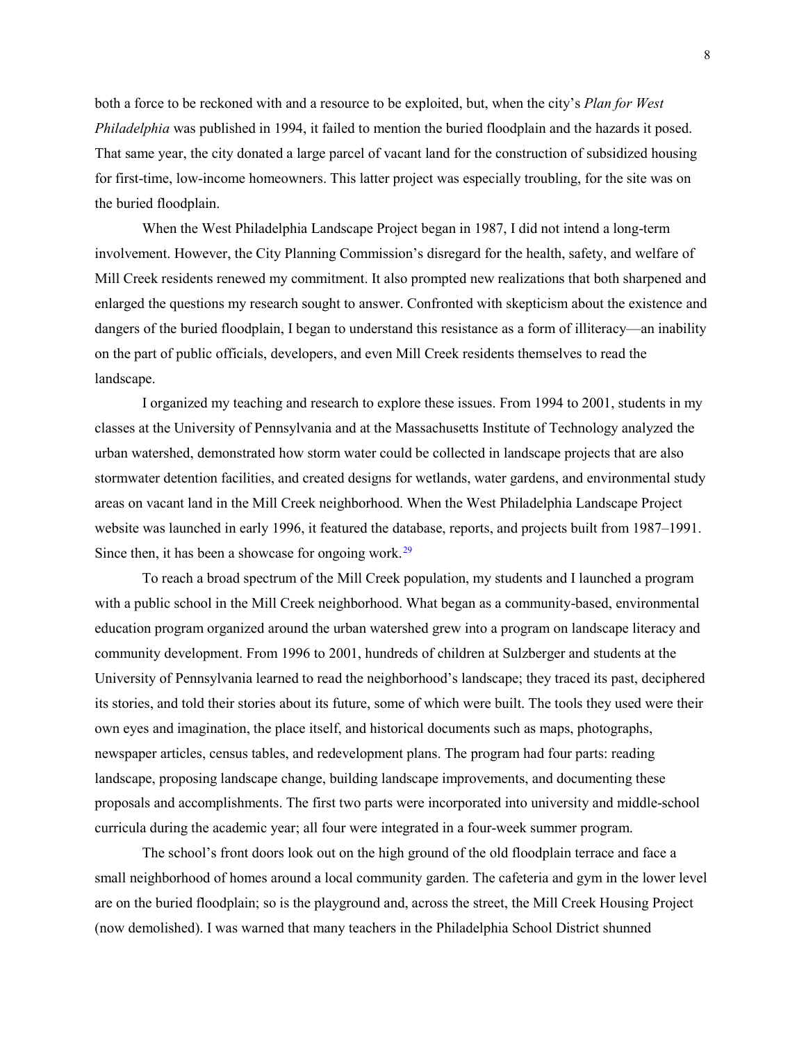both a force to be reckoned with and a resource to be exploited, but, when the city's *Plan for West Philadelphia* was published in 1994, it failed to mention the buried floodplain and the hazards it posed. That same year, the city donated a large parcel of vacant land for the construction of subsidized housing for first-time, low-income homeowners. This latter project was especially troubling, for the site was on the buried floodplain.

When the West Philadelphia Landscape Project began in 1987, I did not intend a long-term involvement. However, the City Planning Commission's disregard for the health, safety, and welfare of Mill Creek residents renewed my commitment. It also prompted new realizations that both sharpened and enlarged the questions my research sought to answer. Confronted with skepticism about the existence and dangers of the buried floodplain, I began to understand this resistance as a form of illiteracy—an inability on the part of public officials, developers, and even Mill Creek residents themselves to read the landscape.

I organized my teaching and research to explore these issues. From 1994 to 2001, students in my classes at the University of Pennsylvania and at the Massachusetts Institute of Technology analyzed the urban watershed, demonstrated how storm water could be collected in landscape projects that are also stormwater detention facilities, and created designs for wetlands, water gardens, and environmental study areas on vacant land in the Mill Creek neighborhood. When the West Philadelphia Landscape Project website was launched in early 1996, it featured the database, reports, and projects built from 1987–1991. Since then, it has been a showcase for ongoing work.[29]

To reach a broad spectrum of the Mill Creek population, my students and I launched a program with a public school in the Mill Creek neighborhood. What began as a community-based, environmental education program organized around the urban watershed grew into a program on landscape literacy and community development. From 1996 to 2001, hundreds of children at Sulzberger and students at the University of Pennsylvania learned to read the neighborhood's landscape; they traced its past, deciphered its stories, and told their stories about its future, some of which were built. The tools they used were their own eyes and imagination, the place itself, and historical documents such as maps, photographs, newspaper articles, census tables, and redevelopment plans. The program had four parts: reading landscape, proposing landscape change, building landscape improvements, and documenting these proposals and accomplishments. The first two parts were incorporated into university and middle-school curricula during the academic year; all four were integrated in a four-week summer program.

The school's front doors look out on the high ground of the old floodplain terrace and face a small neighborhood of homes around a local community garden. The cafeteria and gym in the lower level are on the buried floodplain; so is the playground and, across the street, the Mill Creek Housing Project (now demolished). I was warned that many teachers in the Philadelphia School District shunned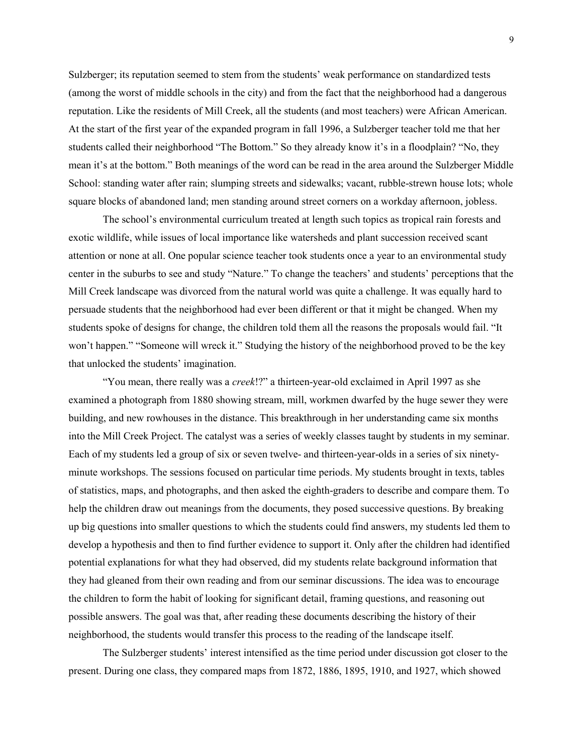Sulzberger; its reputation seemed to stem from the students' weak performance on standardized tests (among the worst of middle schools in the city) and from the fact that the neighborhood had a dangerous reputation. Like the residents of Mill Creek, all the students (and most teachers) were African American. At the start of the first year of the expanded program in fall 1996, a Sulzberger teacher told me that her students called their neighborhood "The Bottom." So they already know it's in a floodplain? "No, they mean it's at the bottom." Both meanings of the word can be read in the area around the Sulzberger Middle School: standing water after rain; slumping streets and sidewalks; vacant, rubble-strewn house lots; whole square blocks of abandoned land; men standing around street corners on a workday afternoon, jobless.

The school's environmental curriculum treated at length such topics as tropical rain forests and exotic wildlife, while issues of local importance like watersheds and plant succession received scant attention or none at all. One popular science teacher took students once a year to an environmental study center in the suburbs to see and study "Nature." To change the teachers' and students' perceptions that the Mill Creek landscape was divorced from the natural world was quite a challenge. It was equally hard to persuade students that the neighborhood had ever been different or that it might be changed. When my students spoke of designs for change, the children told them all the reasons the proposals would fail. "It won't happen." "Someone will wreck it." Studying the history of the neighborhood proved to be the key that unlocked the students' imagination.

"You mean, there really was a *creek*!?" a thirteen-year-old exclaimed in April 1997 as she examined a photograph from 1880 showing stream, mill, workmen dwarfed by the huge sewer they were building, and new rowhouses in the distance. This breakthrough in her understanding came six months into the Mill Creek Project. The catalyst was a series of weekly classes taught by students in my seminar. Each of my students led a group of six or seven twelve- and thirteen-year-olds in a series of six ninety-minute workshops. The sessions focused on particular time periods. My students brought in texts, tables of statistics, maps, and photographs, and then asked the eighth-graders to describe and compare them. To help the children draw out meanings from the documents, they posed successive questions. By breaking up big questions into smaller questions to which the students could find answers, my students led them to develop a hypothesis and then to find further evidence to support it. Only after the children had identified potential explanations for what they had observed, did my students relate background information that they had gleaned from their own reading and from our seminar discussions. The idea was to encourage the children to form the habit of looking for significant detail, framing questions, and reasoning out possible answers. The goal was that, after reading these documents describing the history of their neighborhood, the students would transfer this process to the reading of the landscape itself.

The Sulzberger students' interest intensified as the time period under discussion got closer to the present. During one class, they compared maps from 1872, 1886, 1895, 1910, and 1927, which showed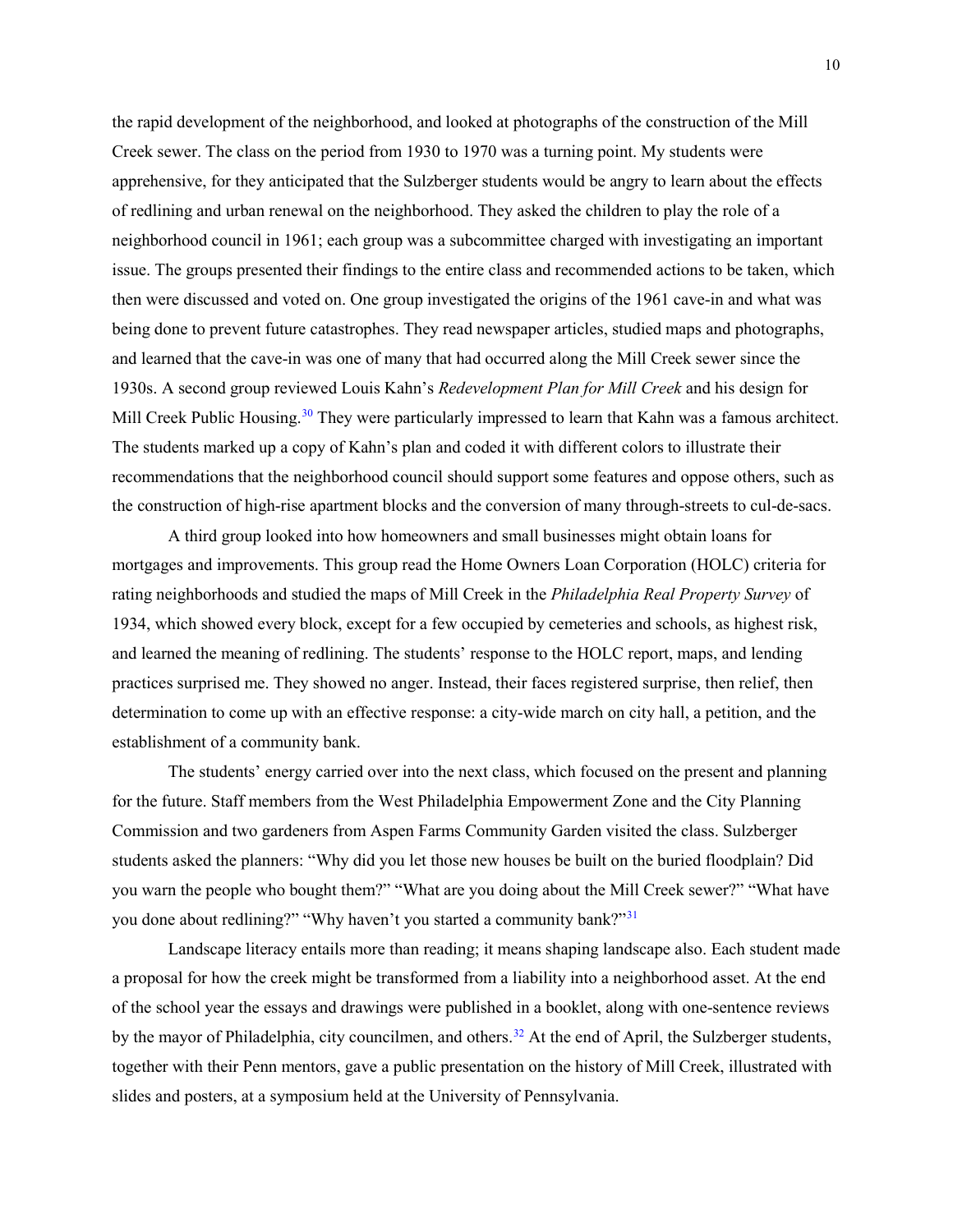the rapid development of the neighborhood, and looked at photographs of the construction of the Mill Creek sewer. The class on the period from 1930 to 1970 was a turning point. My students were apprehensive, for they anticipated that the Sulzberger students would be angry to learn about the effects of redlining and urban renewal on the neighborhood. They asked the children to play the role of a neighborhood council in 1961; each group was a subcommittee charged with investigating an important issue. The groups presented their findings to the entire class and recommended actions to be taken, which then were discussed and voted on. One group investigated the origins of the 1961 cave-in and what was being done to prevent future catastrophes. They read newspaper articles, studied maps and photographs, and learned that the cave-in was one of many that had occurred along the Mill Creek sewer since the 1930s. A second group reviewed Louis Kahn's *Redevelopment Plan for Mill Creek* and his design for Mill Creek Public Housing.[30] They were particularly impressed to learn that Kahn was a famous architect. The students marked up a copy of Kahn's plan and coded it with different colors to illustrate their recommendations that the neighborhood council should support some features and oppose others, such as the construction of high-rise apartment blocks and the conversion of many through-streets to cul-de-sacs.

A third group looked into how homeowners and small businesses might obtain loans for mortgages and improvements. This group read the Home Owners Loan Corporation (HOLC) criteria for rating neighborhoods and studied the maps of Mill Creek in the *Philadelphia Real Property Survey* of 1934, which showed every block, except for a few occupied by cemeteries and schools, as highest risk, and learned the meaning of redlining. The students' response to the HOLC report, maps, and lending practices surprised me. They showed no anger. Instead, their faces registered surprise, then relief, then determination to come up with an effective response: a city-wide march on city hall, a petition, and the establishment of a community bank.

The students' energy carried over into the next class, which focused on the present and planning for the future. Staff members from the West Philadelphia Empowerment Zone and the City Planning Commission and two gardeners from Aspen Farms Community Garden visited the class. Sulzberger students asked the planners: "Why did you let those new houses be built on the buried floodplain? Did you warn the people who bought them?" "What are you doing about the Mill Creek sewer?" "What have you done about redlining?" "Why haven't you started a community bank?"[31]

Landscape literacy entails more than reading; it means shaping landscape also. Each student made a proposal for how the creek might be transformed from a liability into a neighborhood asset. At the end of the school year the essays and drawings were published in a booklet, along with one-sentence reviews by the mayor of Philadelphia, city councilmen, and others.[32] At the end of April, the Sulzberger students, together with their Penn mentors, gave a public presentation on the history of Mill Creek, illustrated with slides and posters, at a symposium held at the University of Pennsylvania.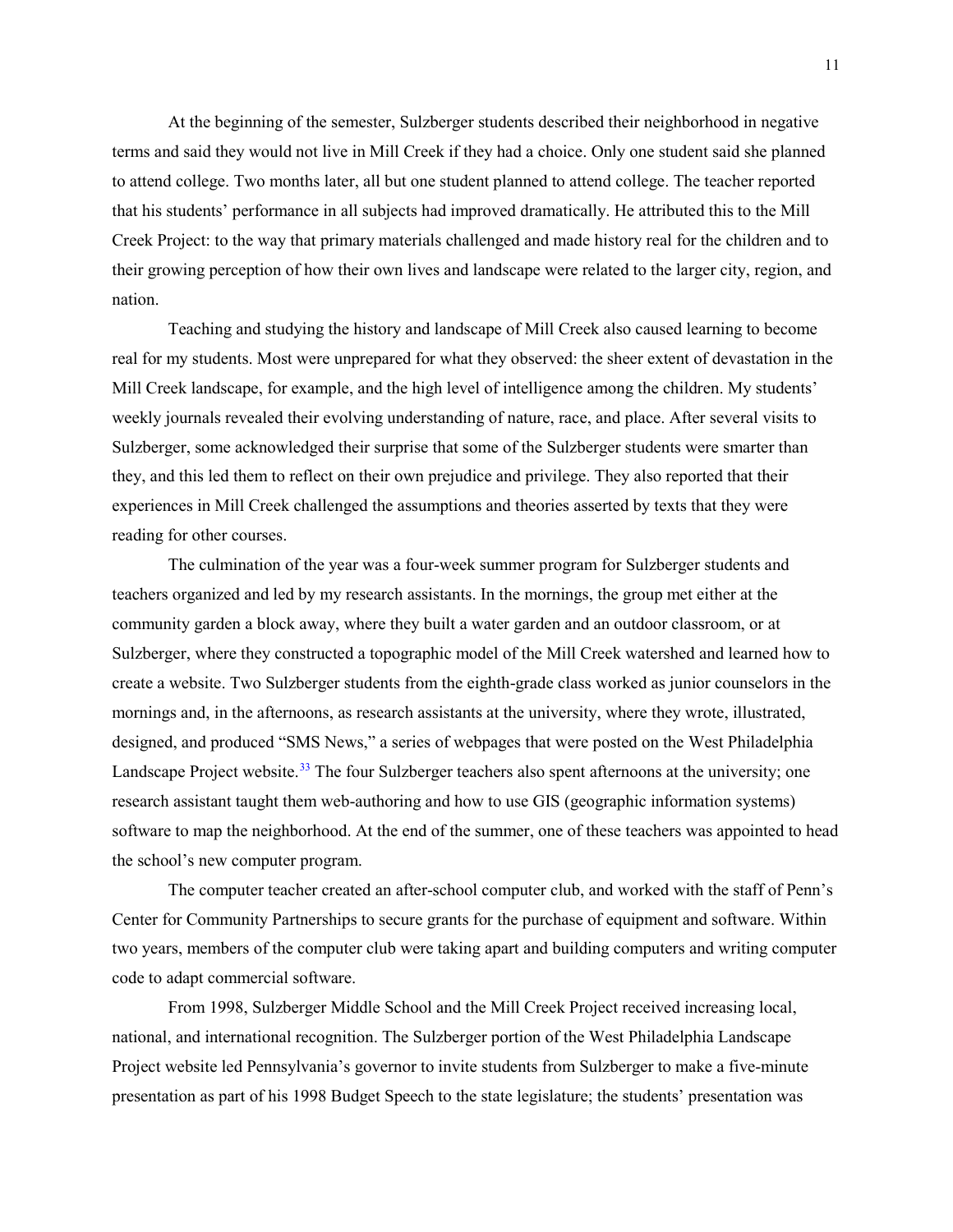At the beginning of the semester, Sulzberger students described their neighborhood in negative terms and said they would not live in Mill Creek if they had a choice. Only one student said she planned to attend college. Two months later, all but one student planned to attend college. The teacher reported that his students' performance in all subjects had improved dramatically. He attributed this to the Mill Creek Project: to the way that primary materials challenged and made history real for the children and to their growing perception of how their own lives and landscape were related to the larger city, region, and nation.

Teaching and studying the history and landscape of Mill Creek also caused learning to become real for my students. Most were unprepared for what they observed: the sheer extent of devastation in the Mill Creek landscape, for example, and the high level of intelligence among the children. My students' weekly journals revealed their evolving understanding of nature, race, and place. After several visits to Sulzberger, some acknowledged their surprise that some of the Sulzberger students were smarter than they, and this led them to reflect on their own prejudice and privilege. They also reported that their experiences in Mill Creek challenged the assumptions and theories asserted by texts that they were reading for other courses.

The culmination of the year was a four-week summer program for Sulzberger students and teachers organized and led by my research assistants. In the mornings, the group met either at the community garden a block away, where they built a water garden and an outdoor classroom, or at Sulzberger, where they constructed a topographic model of the Mill Creek watershed and learned how to create a website. Two Sulzberger students from the eighth-grade class worked as junior counselors in the mornings and, in the afternoons, as research assistants at the university, where they wrote, illustrated, designed, and produced "SMS News," a series of webpages that were posted on the West Philadelphia Landscape Project website.[33] The four Sulzberger teachers also spent afternoons at the university; one research assistant taught them web-authoring and how to use GIS (geographic information systems) software to map the neighborhood. At the end of the summer, one of these teachers was appointed to head the school's new computer program.

The computer teacher created an after-school computer club, and worked with the staff of Penn's Center for Community Partnerships to secure grants for the purchase of equipment and software. Within two years, members of the computer club were taking apart and building computers and writing computer code to adapt commercial software.

From 1998, Sulzberger Middle School and the Mill Creek Project received increasing local, national, and international recognition. The Sulzberger portion of the West Philadelphia Landscape Project website led Pennsylvania's governor to invite students from Sulzberger to make a five-minute presentation as part of his 1998 Budget Speech to the state legislature; the students' presentation was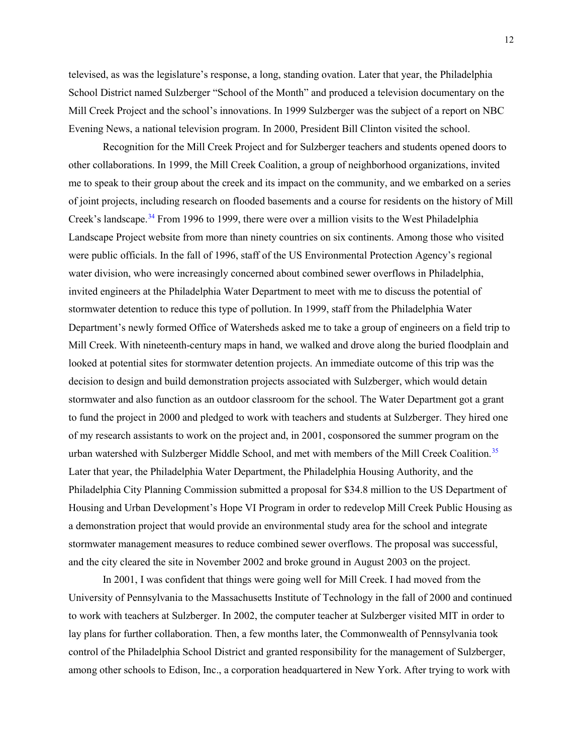televised, as was the legislature's response, a long, standing ovation. Later that year, the Philadelphia School District named Sulzberger "School of the Month" and produced a television documentary on the Mill Creek Project and the school's innovations. In 1999 Sulzberger was the subject of a report on NBC Evening News, a national television program. In 2000, President Bill Clinton visited the school.

Recognition for the Mill Creek Project and for Sulzberger teachers and students opened doors to other collaborations. In 1999, the Mill Creek Coalition, a group of neighborhood organizations, invited me to speak to their group about the creek and its impact on the community, and we embarked on a series of joint projects, including research on flooded basements and a course for residents on the history of Mill Creek's landscape.[34] From 1996 to 1999, there were over a million visits to the West Philadelphia Landscape Project website from more than ninety countries on six continents. Among those who visited were public officials. In the fall of 1996, staff of the US Environmental Protection Agency's regional water division, who were increasingly concerned about combined sewer overflows in Philadelphia, invited engineers at the Philadelphia Water Department to meet with me to discuss the potential of stormwater detention to reduce this type of pollution. In 1999, staff from the Philadelphia Water Department's newly formed Office of Watersheds asked me to take a group of engineers on a field trip to Mill Creek. With nineteenth-century maps in hand, we walked and drove along the buried floodplain and looked at potential sites for stormwater detention projects. An immediate outcome of this trip was the decision to design and build demonstration projects associated with Sulzberger, which would detain stormwater and also function as an outdoor classroom for the school. The Water Department got a grant to fund the project in 2000 and pledged to work with teachers and students at Sulzberger. They hired one of my research assistants to work on the project and, in 2001, cosponsored the summer program on the urban watershed with Sulzberger Middle School, and met with members of the Mill Creek Coalition.[35] Later that year, the Philadelphia Water Department, the Philadelphia Housing Authority, and the Philadelphia City Planning Commission submitted a proposal for $34.8 million to the US Department of Housing and Urban Development's Hope VI Program in order to redevelop Mill Creek Public Housing as a demonstration project that would provide an environmental study area for the school and integrate stormwater management measures to reduce combined sewer overflows. The proposal was successful, and the city cleared the site in November 2002 and broke ground in August 2003 on the project.

In 2001, I was confident that things were going well for Mill Creek. I had moved from the University of Pennsylvania to the Massachusetts Institute of Technology in the fall of 2000 and continued to work with teachers at Sulzberger. In 2002, the computer teacher at Sulzberger visited MIT in order to lay plans for further collaboration. Then, a few months later, the Commonwealth of Pennsylvania took control of the Philadelphia School District and granted responsibility for the management of Sulzberger, among other schools to Edison, Inc., a corporation headquartered in New York. After trying to work with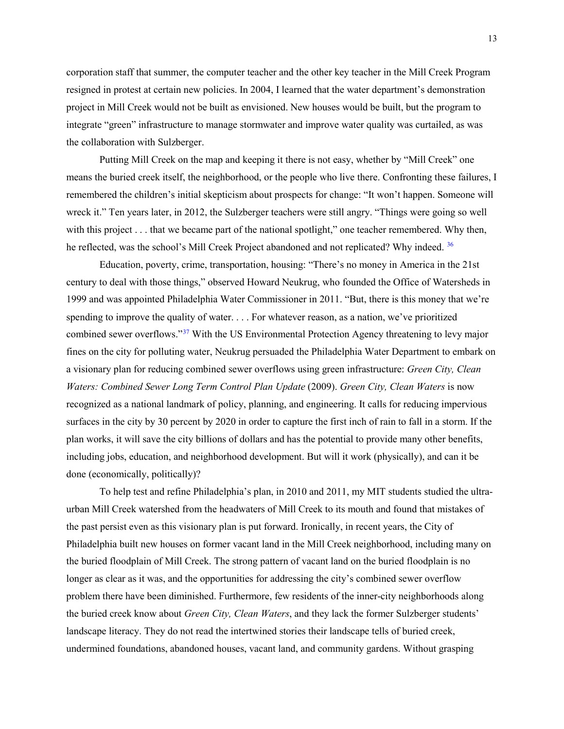corporation staff that summer, the computer teacher and the other key teacher in the Mill Creek Program resigned in protest at certain new policies. In 2004, I learned that the water department's demonstration project in Mill Creek would not be built as envisioned. New houses would be built, but the program to integrate "green" infrastructure to manage stormwater and improve water quality was curtailed, as was the collaboration with Sulzberger.

Putting Mill Creek on the map and keeping it there is not easy, whether by "Mill Creek" one means the buried creek itself, the neighborhood, or the people who live there. Confronting these failures, I remembered the children's initial skepticism about prospects for change: "It won't happen. Someone will wreck it." Ten years later, in 2012, the Sulzberger teachers were still angry. "Things were going so well with this project . . . that we became part of the national spotlight," one teacher remembered. Why then, he reflected, was the school's Mill Creek Project abandoned and not replicated? Why indeed. [36]

Education, poverty, crime, transportation, housing: "There's no money in America in the 21st century to deal with those things," observed Howard Neukrug, who founded the Office of Watersheds in 1999 and was appointed Philadelphia Water Commissioner in 2011. "But, there is this money that we're spending to improve the quality of water. . . . For whatever reason, as a nation, we've prioritized combined sewer overflows."[37] With the US Environmental Protection Agency threatening to levy major fines on the city for polluting water, Neukrug persuaded the Philadelphia Water Department to embark on a visionary plan for reducing combined sewer overflows using green infrastructure: *Green City, Clean Waters: Combined Sewer Long Term Control Plan Update* (2009). *Green City, Clean Waters* is now recognized as a national landmark of policy, planning, and engineering. It calls for reducing impervious surfaces in the city by 30 percent by 2020 in order to capture the first inch of rain to fall in a storm. If the plan works, it will save the city billions of dollars and has the potential to provide many other benefits, including jobs, education, and neighborhood development. But will it work (physically), and can it be done (economically, politically)?

To help test and refine Philadelphia's plan, in 2010 and 2011, my MIT students studied the ultra-urban Mill Creek watershed from the headwaters of Mill Creek to its mouth and found that mistakes of the past persist even as this visionary plan is put forward. Ironically, in recent years, the City of Philadelphia built new houses on former vacant land in the Mill Creek neighborhood, including many on the buried floodplain of Mill Creek. The strong pattern of vacant land on the buried floodplain is no longer as clear as it was, and the opportunities for addressing the city's combined sewer overflow problem there have been diminished. Furthermore, few residents of the inner-city neighborhoods along the buried creek know about *Green City, Clean Waters*, and they lack the former Sulzberger students' landscape literacy. They do not read the intertwined stories their landscape tells of buried creek, undermined foundations, abandoned houses, vacant land, and community gardens. Without grasping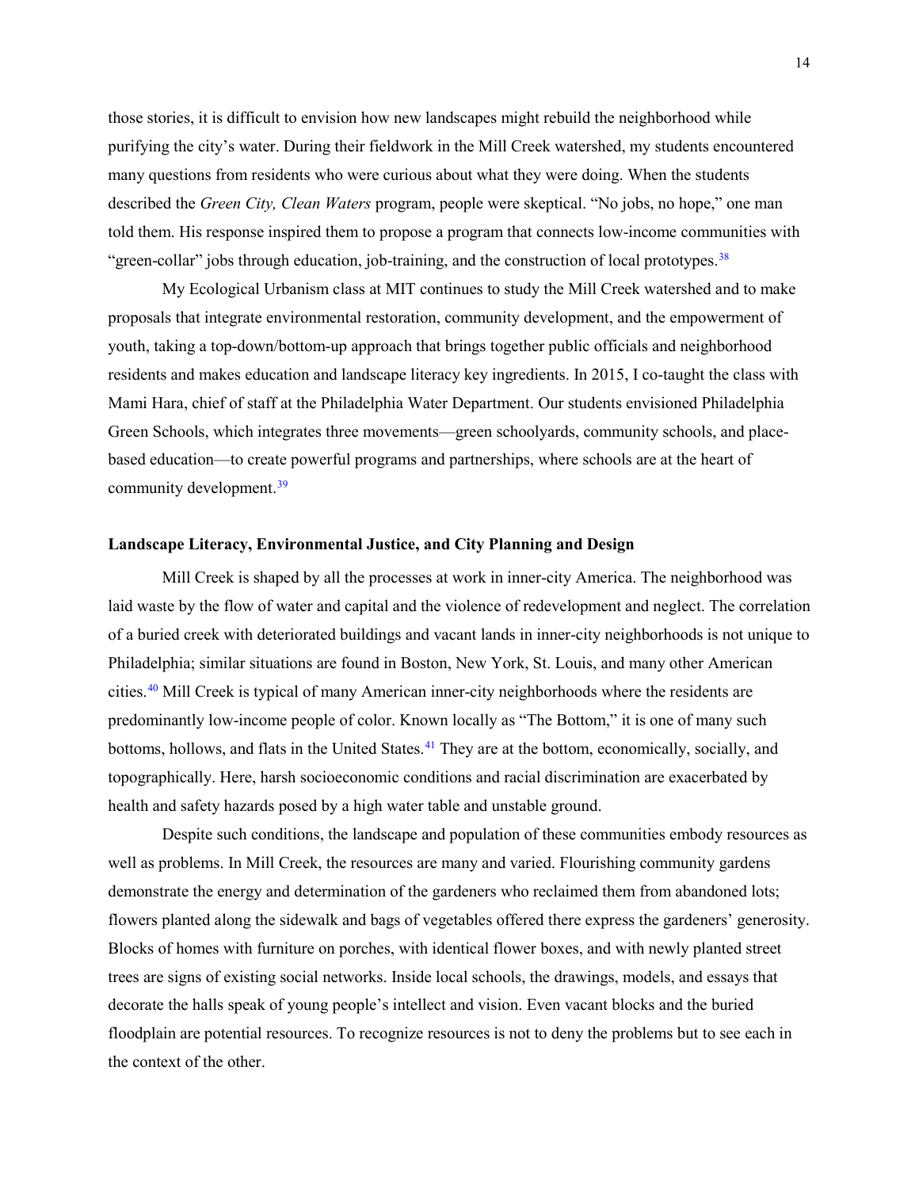those stories, it is difficult to envision how new landscapes might rebuild the neighborhood while purifying the city's water. During their fieldwork in the Mill Creek watershed, my students encountered many questions from residents who were curious about what they were doing. When the students described the *Green City, Clean Waters* program, people were skeptical. "No jobs, no hope," one man told them. His response inspired them to propose a program that connects low-income communities with "green-collar" jobs through education, job-training, and the construction of local prototypes.[38]

My Ecological Urbanism class at MIT continues to study the Mill Creek watershed and to make proposals that integrate environmental restoration, community development, and the empowerment of youth, taking a top-down/bottom-up approach that brings together public officials and neighborhood residents and makes education and landscape literacy key ingredients. In 2015, I co-taught the class with Mami Hara, chief of staff at the Philadelphia Water Department. Our students envisioned Philadelphia Green Schools, which integrates three movements—green schoolyards, community schools, and place-based education—to create powerful programs and partnerships, where schools are at the heart of community development.[39]

## Landscape Literacy, Environmental Justice, and City Planning and Design

Mill Creek is shaped by all the processes at work in inner-city America. The neighborhood was laid waste by the flow of water and capital and the violence of redevelopment and neglect. The correlation of a buried creek with deteriorated buildings and vacant lands in inner-city neighborhoods is not unique to Philadelphia; similar situations are found in Boston, New York, St. Louis, and many other American cities.[40] Mill Creek is typical of many American inner-city neighborhoods where the residents are predominantly low-income people of color. Known locally as "The Bottom," it is one of many such bottoms, hollows, and flats in the United States.[41] They are at the bottom, economically, socially, and topographically. Here, harsh socioeconomic conditions and racial discrimination are exacerbated by health and safety hazards posed by a high water table and unstable ground.

Despite such conditions, the landscape and population of these communities embody resources as well as problems. In Mill Creek, the resources are many and varied. Flourishing community gardens demonstrate the energy and determination of the gardeners who reclaimed them from abandoned lots; flowers planted along the sidewalk and bags of vegetables offered there express the gardeners' generosity. Blocks of homes with furniture on porches, with identical flower boxes, and with newly planted street trees are signs of existing social networks. Inside local schools, the drawings, models, and essays that decorate the halls speak of young people's intellect and vision. Even vacant blocks and the buried floodplain are potential resources. To recognize resources is not to deny the problems but to see each in the context of the other.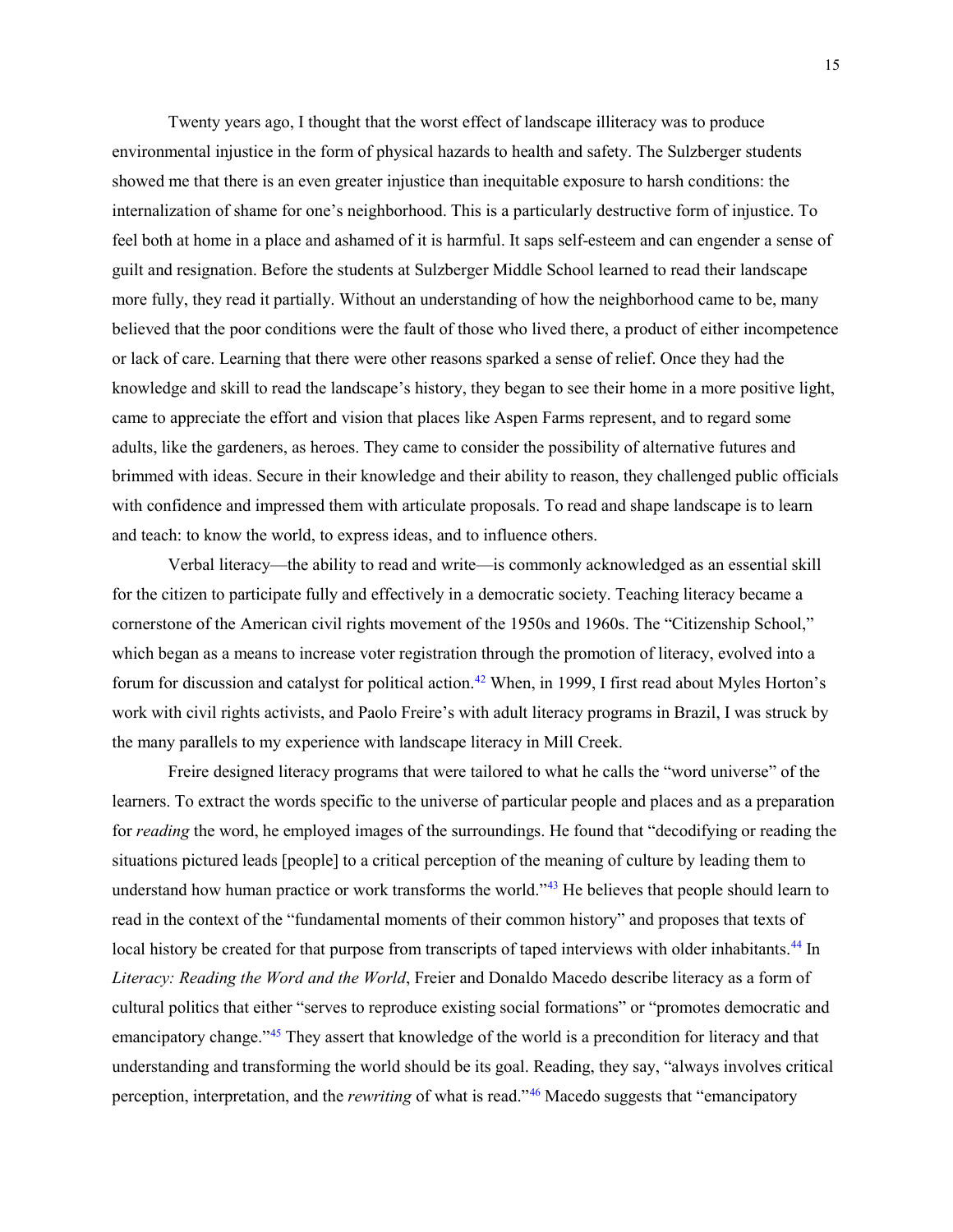Twenty years ago, I thought that the worst effect of landscape illiteracy was to produce environmental injustice in the form of physical hazards to health and safety. The Sulzberger students showed me that there is an even greater injustice than inequitable exposure to harsh conditions: the internalization of shame for one's neighborhood. This is a particularly destructive form of injustice. To feel both at home in a place and ashamed of it is harmful. It saps self-esteem and can engender a sense of guilt and resignation. Before the students at Sulzberger Middle School learned to read their landscape more fully, they read it partially. Without an understanding of how the neighborhood came to be, many believed that the poor conditions were the fault of those who lived there, a product of either incompetence or lack of care. Learning that there were other reasons sparked a sense of relief. Once they had the knowledge and skill to read the landscape's history, they began to see their home in a more positive light, came to appreciate the effort and vision that places like Aspen Farms represent, and to regard some adults, like the gardeners, as heroes. They came to consider the possibility of alternative futures and brimmed with ideas. Secure in their knowledge and their ability to reason, they challenged public officials with confidence and impressed them with articulate proposals. To read and shape landscape is to learn and teach: to know the world, to express ideas, and to influence others.

Verbal literacy—the ability to read and write—is commonly acknowledged as an essential skill for the citizen to participate fully and effectively in a democratic society. Teaching literacy became a cornerstone of the American civil rights movement of the 1950s and 1960s. The "Citizenship School," which began as a means to increase voter registration through the promotion of literacy, evolved into a forum for discussion and catalyst for political action.[42] When, in 1999, I first read about Myles Horton's work with civil rights activists, and Paolo Freire's with adult literacy programs in Brazil, I was struck by the many parallels to my experience with landscape literacy in Mill Creek.

Freire designed literacy programs that were tailored to what he calls the "word universe" of the learners. To extract the words specific to the universe of particular people and places and as a preparation for *reading* the word, he employed images of the surroundings. He found that "decodifying or reading the situations pictured leads [people] to a critical perception of the meaning of culture by leading them to understand how human practice or work transforms the world."[43] He believes that people should learn to read in the context of the "fundamental moments of their common history" and proposes that texts of local history be created for that purpose from transcripts of taped interviews with older inhabitants.[44] In *Literacy: Reading the Word and the World*, Freier and Donaldo Macedo describe literacy as a form of cultural politics that either "serves to reproduce existing social formations" or "promotes democratic and emancipatory change."[45] They assert that knowledge of the world is a precondition for literacy and that understanding and transforming the world should be its goal. Reading, they say, "always involves critical perception, interpretation, and the *rewriting* of what is read."[46] Macedo suggests that "emancipatory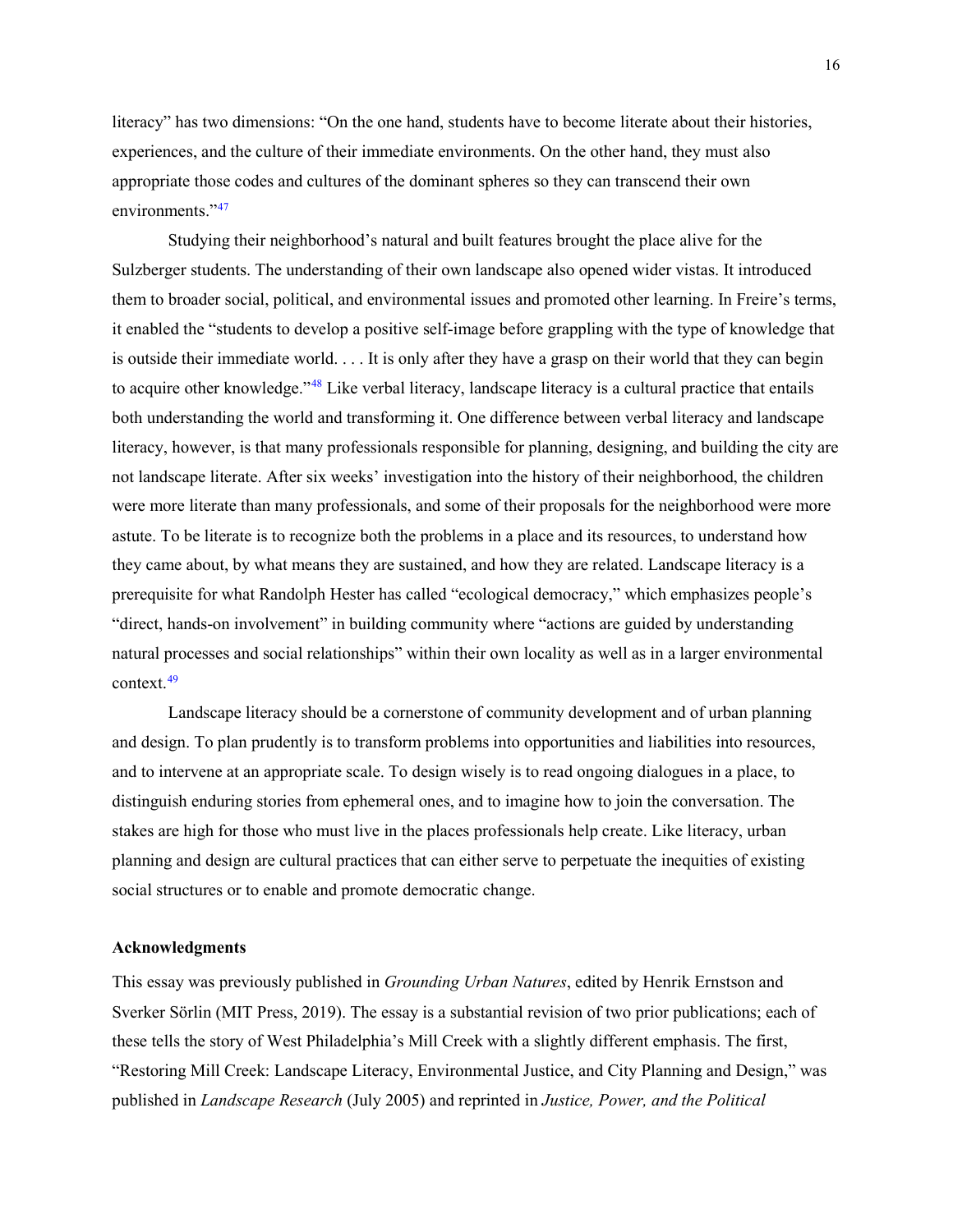literacy" has two dimensions: "On the one hand, students have to become literate about their histories, experiences, and the culture of their immediate environments. On the other hand, they must also appropriate those codes and cultures of the dominant spheres so they can transcend their own environments."[47]

Studying their neighborhood's natural and built features brought the place alive for the Sulzberger students. The understanding of their own landscape also opened wider vistas. It introduced them to broader social, political, and environmental issues and promoted other learning. In Freire's terms, it enabled the "students to develop a positive self-image before grappling with the type of knowledge that is outside their immediate world. . . . It is only after they have a grasp on their world that they can begin to acquire other knowledge."[48] Like verbal literacy, landscape literacy is a cultural practice that entails both understanding the world and transforming it. One difference between verbal literacy and landscape literacy, however, is that many professionals responsible for planning, designing, and building the city are not landscape literate. After six weeks' investigation into the history of their neighborhood, the children were more literate than many professionals, and some of their proposals for the neighborhood were more astute. To be literate is to recognize both the problems in a place and its resources, to understand how they came about, by what means they are sustained, and how they are related. Landscape literacy is a prerequisite for what Randolph Hester has called "ecological democracy," which emphasizes people's "direct, hands-on involvement" in building community where "actions are guided by understanding natural processes and social relationships" within their own locality as well as in a larger environmental context.[49]

Landscape literacy should be a cornerstone of community development and of urban planning and design. To plan prudently is to transform problems into opportunities and liabilities into resources, and to intervene at an appropriate scale. To design wisely is to read ongoing dialogues in a place, to distinguish enduring stories from ephemeral ones, and to imagine how to join the conversation. The stakes are high for those who must live in the places professionals help create. Like literacy, urban planning and design are cultural practices that can either serve to perpetuate the inequities of existing social structures or to enable and promote democratic change.

**Acknowledgments**

This essay was previously published in *Grounding Urban Natures*, edited by Henrik Ernstson and Sverker Sörlin (MIT Press, 2019). The essay is a substantial revision of two prior publications; each of these tells the story of West Philadelphia's Mill Creek with a slightly different emphasis. The first, "Restoring Mill Creek: Landscape Literacy, Environmental Justice, and City Planning and Design," was published in *Landscape Research* (July 2005) and reprinted in *Justice, Power, and the Political*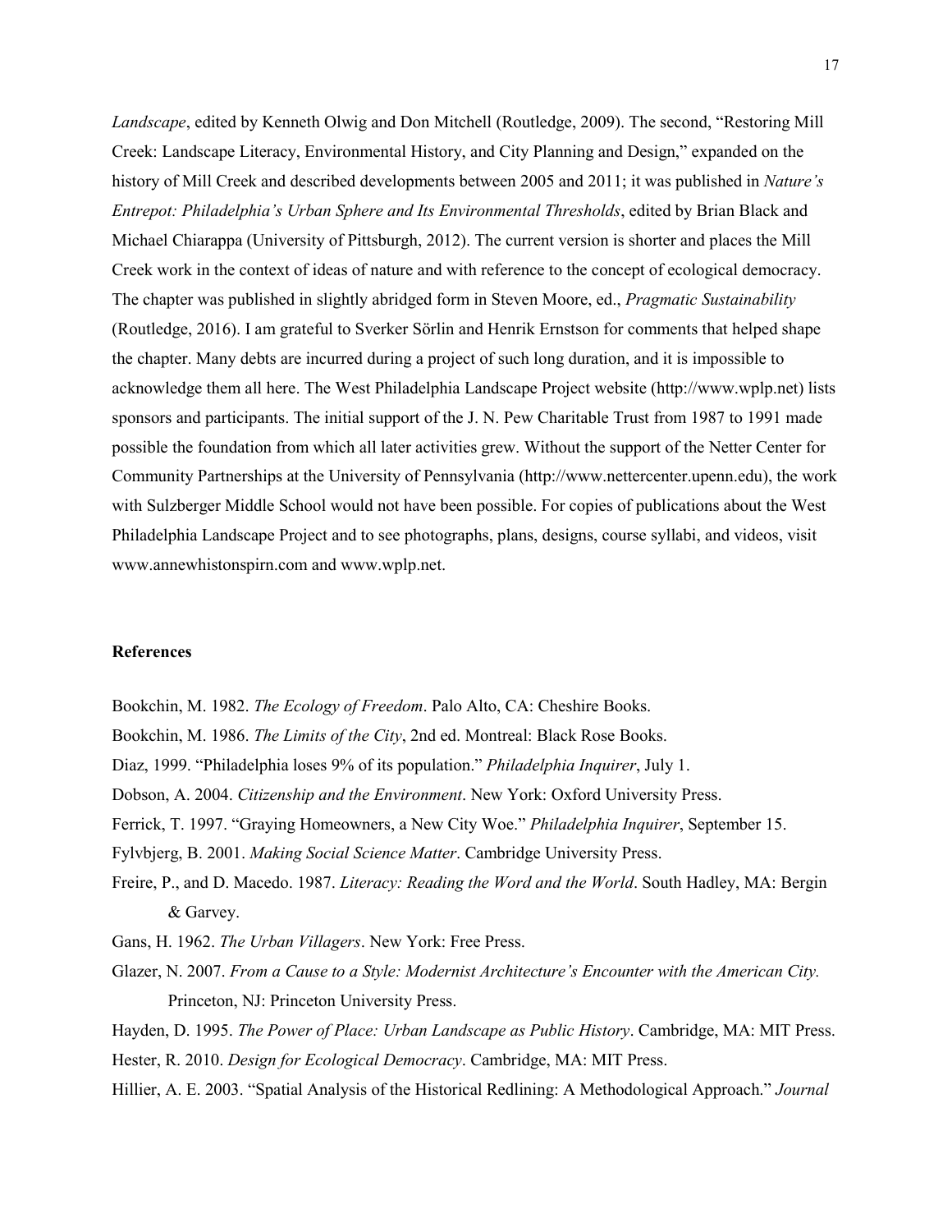*Landscape*, edited by Kenneth Olwig and Don Mitchell (Routledge, 2009). The second, "Restoring Mill Creek: Landscape Literacy, Environmental History, and City Planning and Design," expanded on the history of Mill Creek and described developments between 2005 and 2011; it was published in *Nature's Entrepot: Philadelphia's Urban Sphere and Its Environmental Thresholds*, edited by Brian Black and Michael Chiarappa (University of Pittsburgh, 2012). The current version is shorter and places the Mill Creek work in the context of ideas of nature and with reference to the concept of ecological democracy. The chapter was published in slightly abridged form in Steven Moore, ed., *Pragmatic Sustainability* (Routledge, 2016). I am grateful to Sverker Sörlin and Henrik Ernstson for comments that helped shape the chapter. Many debts are incurred during a project of such long duration, and it is impossible to acknowledge them all here. The West Philadelphia Landscape Project website (http://www.wplp.net) lists sponsors and participants. The initial support of the J. N. Pew Charitable Trust from 1987 to 1991 made possible the foundation from which all later activities grew. Without the support of the Netter Center for Community Partnerships at the University of Pennsylvania (http://www.nettercenter.upenn.edu), the work with Sulzberger Middle School would not have been possible. For copies of publications about the West Philadelphia Landscape Project and to see photographs, plans, designs, course syllabi, and videos, visit www.annewhistonspirn.com and www.wplp.net.

## References

Bookchin, M. 1982. *The Ecology of Freedom*. Palo Alto, CA: Cheshire Books.

Bookchin, M. 1986. *The Limits of the City*, 2nd ed. Montreal: Black Rose Books.

Diaz, 1999. "Philadelphia loses 9% of its population." *Philadelphia Inquirer*, July 1.

Dobson, A. 2004. *Citizenship and the Environment*. New York: Oxford University Press.

Ferrick, T. 1997. "Graying Homeowners, a New City Woe." *Philadelphia Inquirer*, September 15.

Fylvbjerg, B. 2001. *Making Social Science Matter*. Cambridge University Press.

Freire, P., and D. Macedo. 1987. *Literacy: Reading the Word and the World*. South Hadley, MA: Bergin & Garvey.

Gans, H. 1962. *The Urban Villagers*. New York: Free Press.

Glazer, N. 2007. *From a Cause to a Style: Modernist Architecture's Encounter with the American City.* Princeton, NJ: Princeton University Press.

Hayden, D. 1995. *The Power of Place: Urban Landscape as Public History*. Cambridge, MA: MIT Press.

Hester, R. 2010. *Design for Ecological Democracy*. Cambridge, MA: MIT Press.

Hillier, A. E. 2003. "Spatial Analysis of the Historical Redlining: A Methodological Approach." *Journal*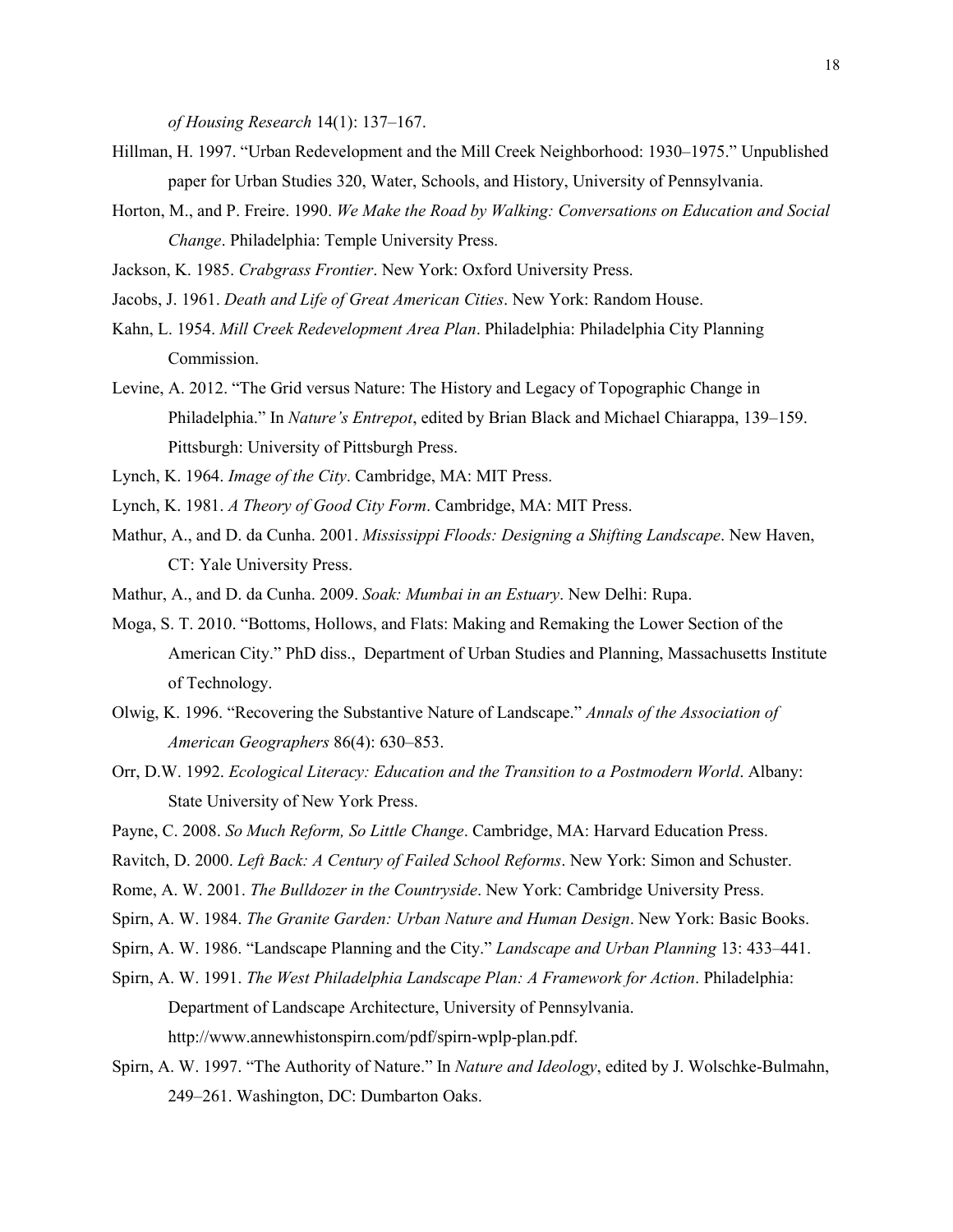*of Housing Research* 14(1): 137–167.

Hillman, H. 1997. "Urban Redevelopment and the Mill Creek Neighborhood: 1930–1975." Unpublished paper for Urban Studies 320, Water, Schools, and History, University of Pennsylvania.

Horton, M., and P. Freire. 1990. *We Make the Road by Walking: Conversations on Education and Social Change*. Philadelphia: Temple University Press.

Jackson, K. 1985. *Crabgrass Frontier*. New York: Oxford University Press.

Jacobs, J. 1961. *Death and Life of Great American Cities*. New York: Random House.

Kahn, L. 1954. *Mill Creek Redevelopment Area Plan*. Philadelphia: Philadelphia City Planning Commission.

Levine, A. 2012. "The Grid versus Nature: The History and Legacy of Topographic Change in Philadelphia." In *Nature's Entrepot*, edited by Brian Black and Michael Chiarappa, 139–159. Pittsburgh: University of Pittsburgh Press.

Lynch, K. 1964. *Image of the City*. Cambridge, MA: MIT Press.

Lynch, K. 1981. *A Theory of Good City Form*. Cambridge, MA: MIT Press.

Mathur, A., and D. da Cunha. 2001. *Mississippi Floods: Designing a Shifting Landscape*. New Haven, CT: Yale University Press.

Mathur, A., and D. da Cunha. 2009. *Soak: Mumbai in an Estuary*. New Delhi: Rupa.

Moga, S. T. 2010. "Bottoms, Hollows, and Flats: Making and Remaking the Lower Section of the American City." PhD diss., Department of Urban Studies and Planning, Massachusetts Institute of Technology.

Olwig, K. 1996. "Recovering the Substantive Nature of Landscape." *Annals of the Association of American Geographers* 86(4): 630–853.

Orr, D.W. 1992. *Ecological Literacy: Education and the Transition to a Postmodern World*. Albany: State University of New York Press.

Payne, C. 2008. *So Much Reform, So Little Change*. Cambridge, MA: Harvard Education Press.

Ravitch, D. 2000. *Left Back: A Century of Failed School Reforms*. New York: Simon and Schuster.

Rome, A. W. 2001. *The Bulldozer in the Countryside*. New York: Cambridge University Press.

Spirn, A. W. 1984. *The Granite Garden: Urban Nature and Human Design*. New York: Basic Books.

Spirn, A. W. 1986. "Landscape Planning and the City." *Landscape and Urban Planning* 13: 433–441.

Spirn, A. W. 1991. *The West Philadelphia Landscape Plan: A Framework for Action*. Philadelphia: Department of Landscape Architecture, University of Pennsylvania. http://www.annewhistonspirn.com/pdf/spirn-wplp-plan.pdf.

Spirn, A. W. 1997. "The Authority of Nature." In *Nature and Ideology*, edited by J. Wolschke-Bulmahn, 249–261. Washington, DC: Dumbarton Oaks.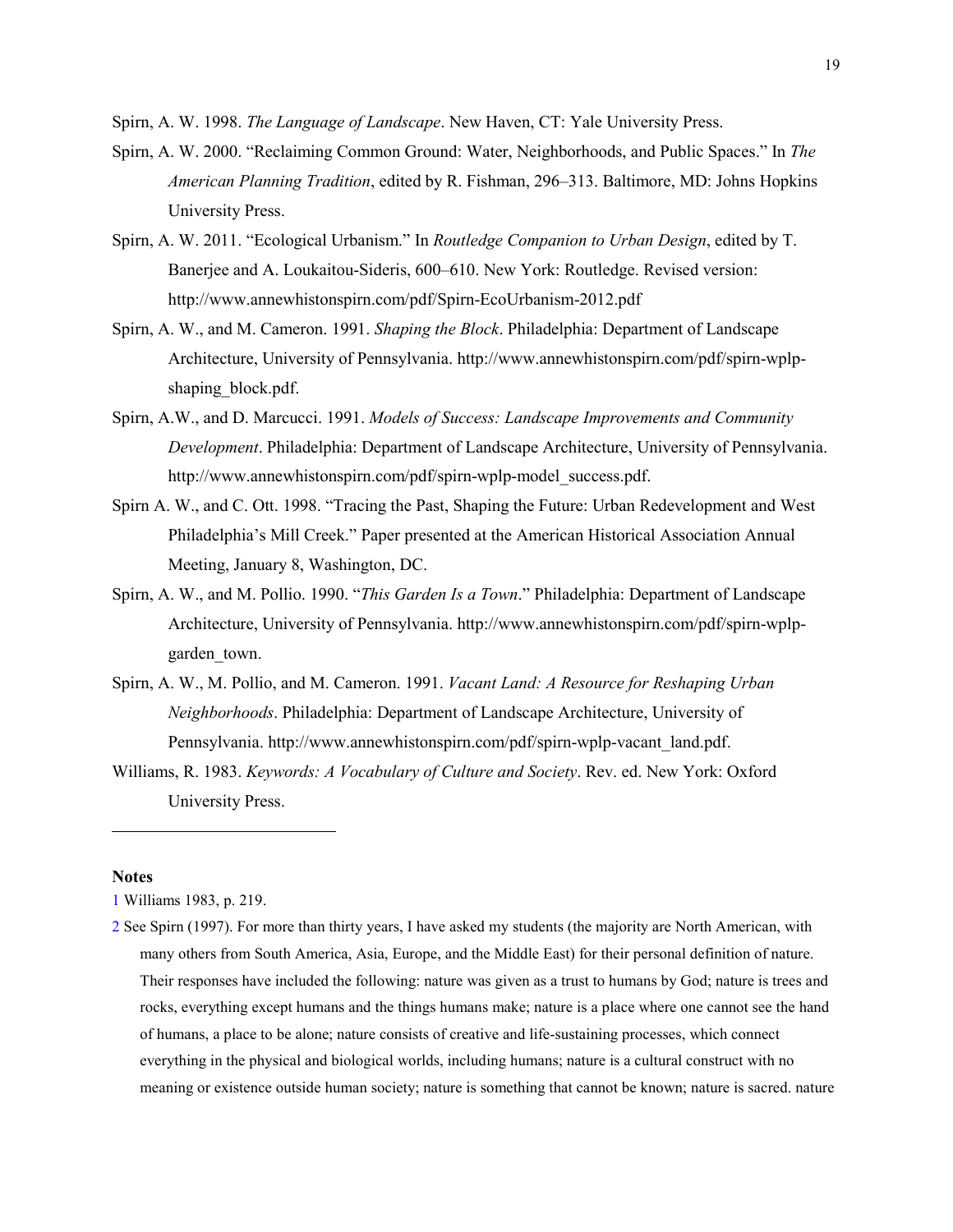Spirn, A. W. 1998. *The Language of Landscape*. New Haven, CT: Yale University Press.

Spirn, A. W. 2000. "Reclaiming Common Ground: Water, Neighborhoods, and Public Spaces." In *The American Planning Tradition*, edited by R. Fishman, 296–313. Baltimore, MD: Johns Hopkins University Press.

Spirn, A. W. 2011. "Ecological Urbanism." In *Routledge Companion to Urban Design*, edited by T. Banerjee and A. Loukaitou-Sideris, 600–610. New York: Routledge. Revised version: http://www.annewhistonspirn.com/pdf/Spirn-EcoUrbanism-2012.pdf

Spirn, A. W., and M. Cameron. 1991. *Shaping the Block*. Philadelphia: Department of Landscape Architecture, University of Pennsylvania. http://www.annewhistonspirn.com/pdf/spirn-wplp-shaping_block.pdf.

Spirn, A.W., and D. Marcucci. 1991. *Models of Success: Landscape Improvements and Community Development*. Philadelphia: Department of Landscape Architecture, University of Pennsylvania. http://www.annewhistonspirn.com/pdf/spirn-wplp-model_success.pdf.

Spirn A. W., and C. Ott. 1998. "Tracing the Past, Shaping the Future: Urban Redevelopment and West Philadelphia's Mill Creek." Paper presented at the American Historical Association Annual Meeting, January 8, Washington, DC.

Spirn, A. W., and M. Pollio. 1990. "*This Garden Is a Town*." Philadelphia: Department of Landscape Architecture, University of Pennsylvania. http://www.annewhistonspirn.com/pdf/spirn-wplp-garden_town.

Spirn, A. W., M. Pollio, and M. Cameron. 1991. *Vacant Land: A Resource for Reshaping Urban Neighborhoods*. Philadelphia: Department of Landscape Architecture, University of Pennsylvania. http://www.annewhistonspirn.com/pdf/spirn-wplp-vacant_land.pdf.

Williams, R. 1983. *Keywords: A Vocabulary of Culture and Society*. Rev. ed. New York: Oxford University Press.

---

**Notes**

1 Williams 1983, p. 219.

2 See Spirn (1997). For more than thirty years, I have asked my students (the majority are North American, with many others from South America, Asia, Europe, and the Middle East) for their personal definition of nature. Their responses have included the following: nature was given as a trust to humans by God; nature is trees and rocks, everything except humans and the things humans make; nature is a place where one cannot see the hand of humans, a place to be alone; nature consists of creative and life-sustaining processes, which connect everything in the physical and biological worlds, including humans; nature is a cultural construct with no meaning or existence outside human society; nature is something that cannot be known; nature is sacred. nature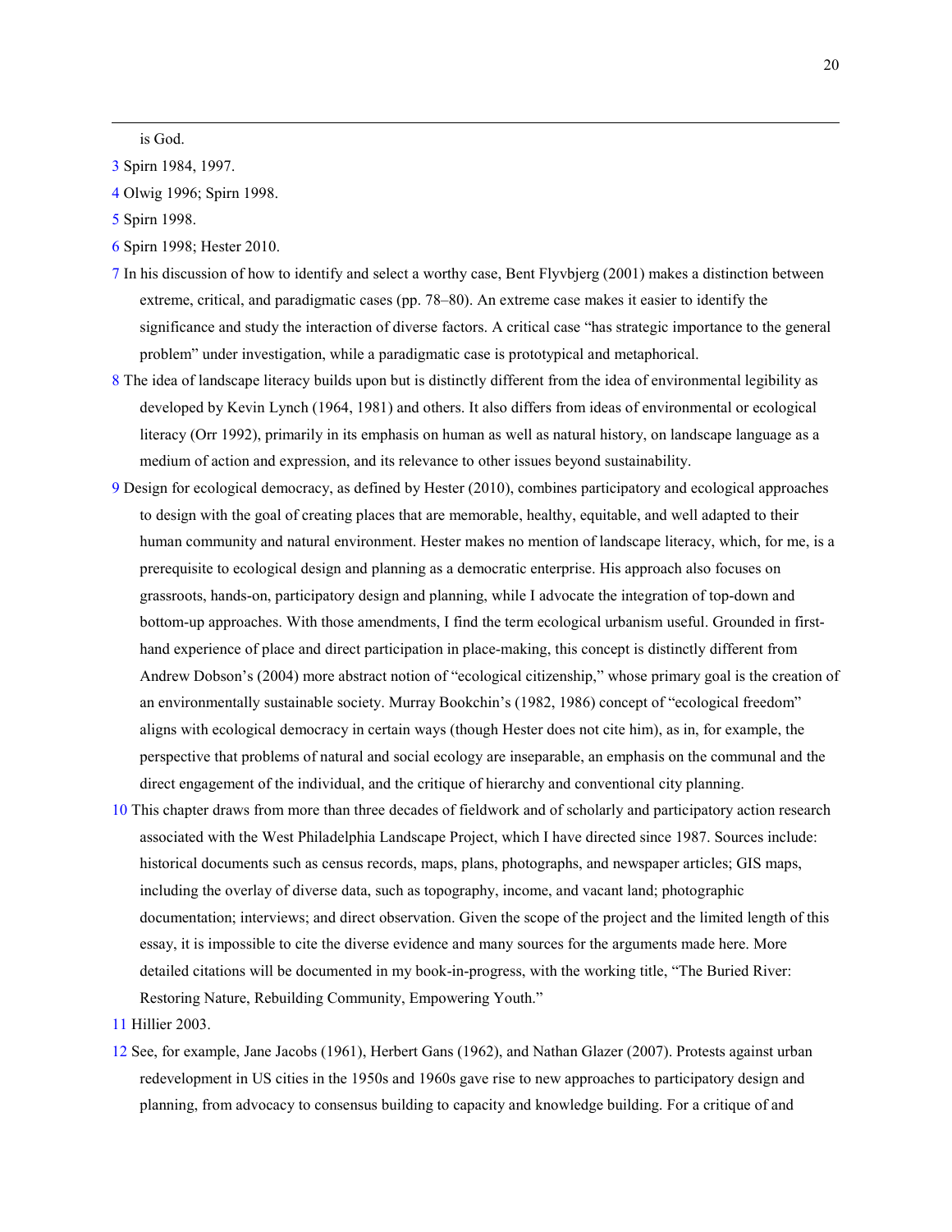is God.

3 Spirn 1984, 1997.

4 Olwig 1996; Spirn 1998.

5 Spirn 1998.

6 Spirn 1998; Hester 2010.

7 In his discussion of how to identify and select a worthy case, Bent Flyvbjerg (2001) makes a distinction between extreme, critical, and paradigmatic cases (pp. 78–80). An extreme case makes it easier to identify the significance and study the interaction of diverse factors. A critical case "has strategic importance to the general problem" under investigation, while a paradigmatic case is prototypical and metaphorical.

8 The idea of landscape literacy builds upon but is distinctly different from the idea of environmental legibility as developed by Kevin Lynch (1964, 1981) and others. It also differs from ideas of environmental or ecological literacy (Orr 1992), primarily in its emphasis on human as well as natural history, on landscape language as a medium of action and expression, and its relevance to other issues beyond sustainability.

9 Design for ecological democracy, as defined by Hester (2010), combines participatory and ecological approaches to design with the goal of creating places that are memorable, healthy, equitable, and well adapted to their human community and natural environment. Hester makes no mention of landscape literacy, which, for me, is a prerequisite to ecological design and planning as a democratic enterprise. His approach also focuses on grassroots, hands-on, participatory design and planning, while I advocate the integration of top-down and bottom-up approaches. With those amendments, I find the term ecological urbanism useful. Grounded in first-hand experience of place and direct participation in place-making, this concept is distinctly different from Andrew Dobson's (2004) more abstract notion of "ecological citizenship," whose primary goal is the creation of an environmentally sustainable society. Murray Bookchin's (1982, 1986) concept of "ecological freedom" aligns with ecological democracy in certain ways (though Hester does not cite him), as in, for example, the perspective that problems of natural and social ecology are inseparable, an emphasis on the communal and the direct engagement of the individual, and the critique of hierarchy and conventional city planning.

10 This chapter draws from more than three decades of fieldwork and of scholarly and participatory action research associated with the West Philadelphia Landscape Project, which I have directed since 1987. Sources include: historical documents such as census records, maps, plans, photographs, and newspaper articles; GIS maps, including the overlay of diverse data, such as topography, income, and vacant land; photographic documentation; interviews; and direct observation. Given the scope of the project and the limited length of this essay, it is impossible to cite the diverse evidence and many sources for the arguments made here. More detailed citations will be documented in my book-in-progress, with the working title, "The Buried River: Restoring Nature, Rebuilding Community, Empowering Youth."

11 Hillier 2003.

12 See, for example, Jane Jacobs (1961), Herbert Gans (1962), and Nathan Glazer (2007). Protests against urban redevelopment in US cities in the 1950s and 1960s gave rise to new approaches to participatory design and planning, from advocacy to consensus building to capacity and knowledge building. For a critique of and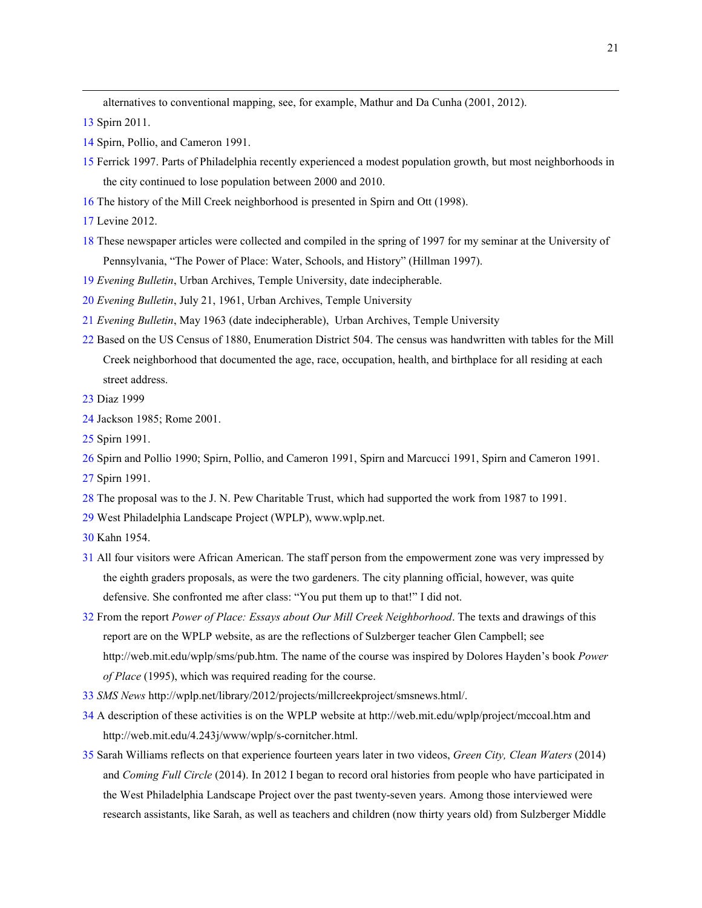alternatives to conventional mapping, see, for example, Mathur and Da Cunha (2001, 2012).

13 Spirn 2011.

14 Spirn, Pollio, and Cameron 1991.

15 Ferrick 1997. Parts of Philadelphia recently experienced a modest population growth, but most neighborhoods in the city continued to lose population between 2000 and 2010.

16 The history of the Mill Creek neighborhood is presented in Spirn and Ott (1998).

17 Levine 2012.

18 These newspaper articles were collected and compiled in the spring of 1997 for my seminar at the University of Pennsylvania, "The Power of Place: Water, Schools, and History" (Hillman 1997).

19 *Evening Bulletin*, Urban Archives, Temple University, date indecipherable.

20 *Evening Bulletin*, July 21, 1961, Urban Archives, Temple University

21 *Evening Bulletin*, May 1963 (date indecipherable), Urban Archives, Temple University

22 Based on the US Census of 1880, Enumeration District 504. The census was handwritten with tables for the Mill Creek neighborhood that documented the age, race, occupation, health, and birthplace for all residing at each street address.

23 Diaz 1999

24 Jackson 1985; Rome 2001.

25 Spirn 1991.

26 Spirn and Pollio 1990; Spirn, Pollio, and Cameron 1991, Spirn and Marcucci 1991, Spirn and Cameron 1991.

27 Spirn 1991.

28 The proposal was to the J. N. Pew Charitable Trust, which had supported the work from 1987 to 1991.

29 West Philadelphia Landscape Project (WPLP), www.wplp.net.

30 Kahn 1954.

31 All four visitors were African American. The staff person from the empowerment zone was very impressed by the eighth graders proposals, as were the two gardeners. The city planning official, however, was quite defensive. She confronted me after class: "You put them up to that!" I did not.

32 From the report *Power of Place: Essays about Our Mill Creek Neighborhood*. The texts and drawings of this report are on the WPLP website, as are the reflections of Sulzberger teacher Glen Campbell; see http://web.mit.edu/wplp/sms/pub.htm. The name of the course was inspired by Dolores Hayden's book *Power of Place* (1995), which was required reading for the course.

33 *SMS News* http://wplp.net/library/2012/projects/millcreekproject/smsnews.html/.

34 A description of these activities is on the WPLP website at http://web.mit.edu/wplp/project/mccoal.htm and http://web.mit.edu/4.243j/www/wplp/s-cornitcher.html.

35 Sarah Williams reflects on that experience fourteen years later in two videos, *Green City, Clean Waters* (2014) and *Coming Full Circle* (2014). In 2012 I began to record oral histories from people who have participated in the West Philadelphia Landscape Project over the past twenty-seven years. Among those interviewed were research assistants, like Sarah, as well as teachers and children (now thirty years old) from Sulzberger Middle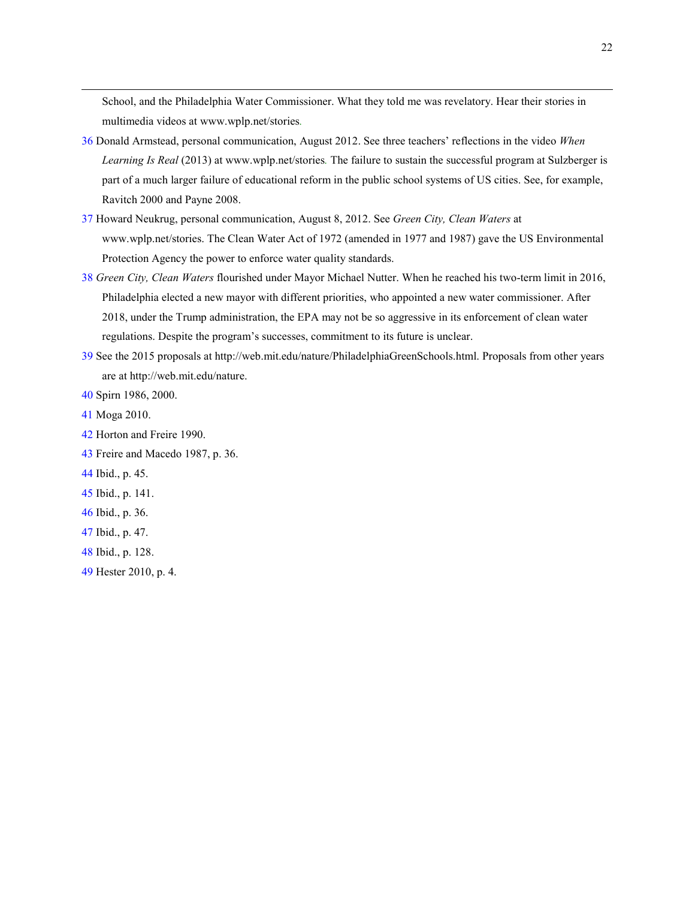School, and the Philadelphia Water Commissioner. What they told me was revelatory. Hear their stories in multimedia videos at www.wplp.net/stories.

36 Donald Armstead, personal communication, August 2012. See three teachers' reflections in the video *When Learning Is Real* (2013) at www.wplp.net/stories. The failure to sustain the successful program at Sulzberger is part of a much larger failure of educational reform in the public school systems of US cities. See, for example, Ravitch 2000 and Payne 2008.

37 Howard Neukrug, personal communication, August 8, 2012. See *Green City, Clean Waters* at www.wplp.net/stories. The Clean Water Act of 1972 (amended in 1977 and 1987) gave the US Environmental Protection Agency the power to enforce water quality standards.

38 *Green City, Clean Waters* flourished under Mayor Michael Nutter. When he reached his two-term limit in 2016, Philadelphia elected a new mayor with different priorities, who appointed a new water commissioner. After 2018, under the Trump administration, the EPA may not be so aggressive in its enforcement of clean water regulations. Despite the program's successes, commitment to its future is unclear.

39 See the 2015 proposals at http://web.mit.edu/nature/PhiladelphiaGreenSchools.html. Proposals from other years are at http://web.mit.edu/nature.

40 Spirn 1986, 2000.

41 Moga 2010.

42 Horton and Freire 1990.

43 Freire and Macedo 1987, p. 36.

44 Ibid., p. 45.

45 Ibid., p. 141.

46 Ibid., p. 36.

47 Ibid., p. 47.

48 Ibid., p. 128.

49 Hester 2010, p. 4.